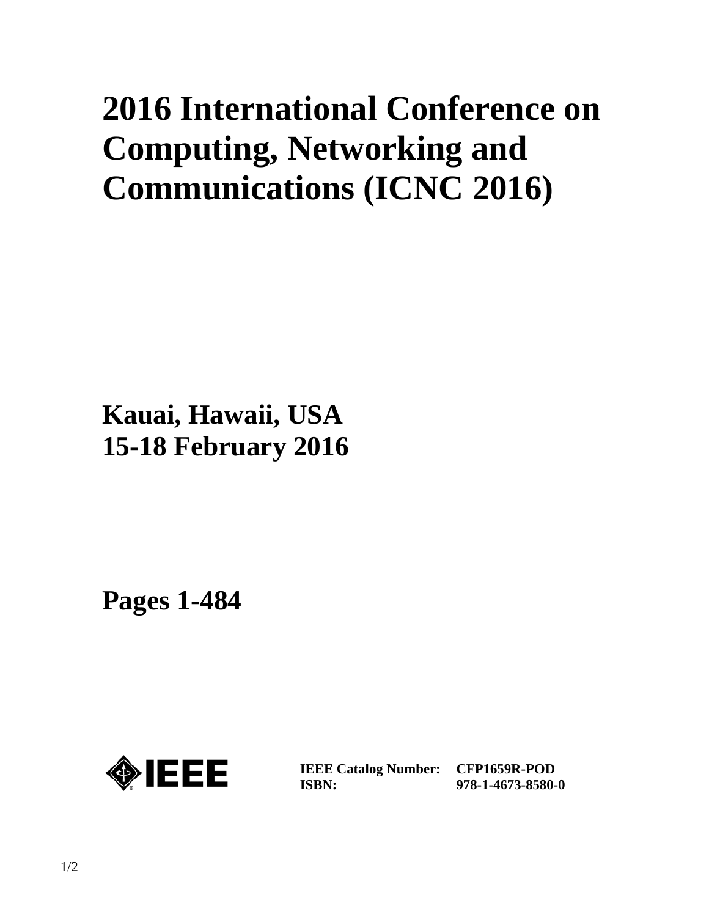# 2016 International Conference on Computing, Networking and Communications (ICNC 2016)

**Kauai, Hawaii, USA**
**15-18 February 2016**

**Pages 1-484**

IEEE

| | |
|---|---|
| **IEEE Catalog Number:** | **CFP1659R-POD** |
| **ISBN:** | **978-1-4673-8580-0** |

1/2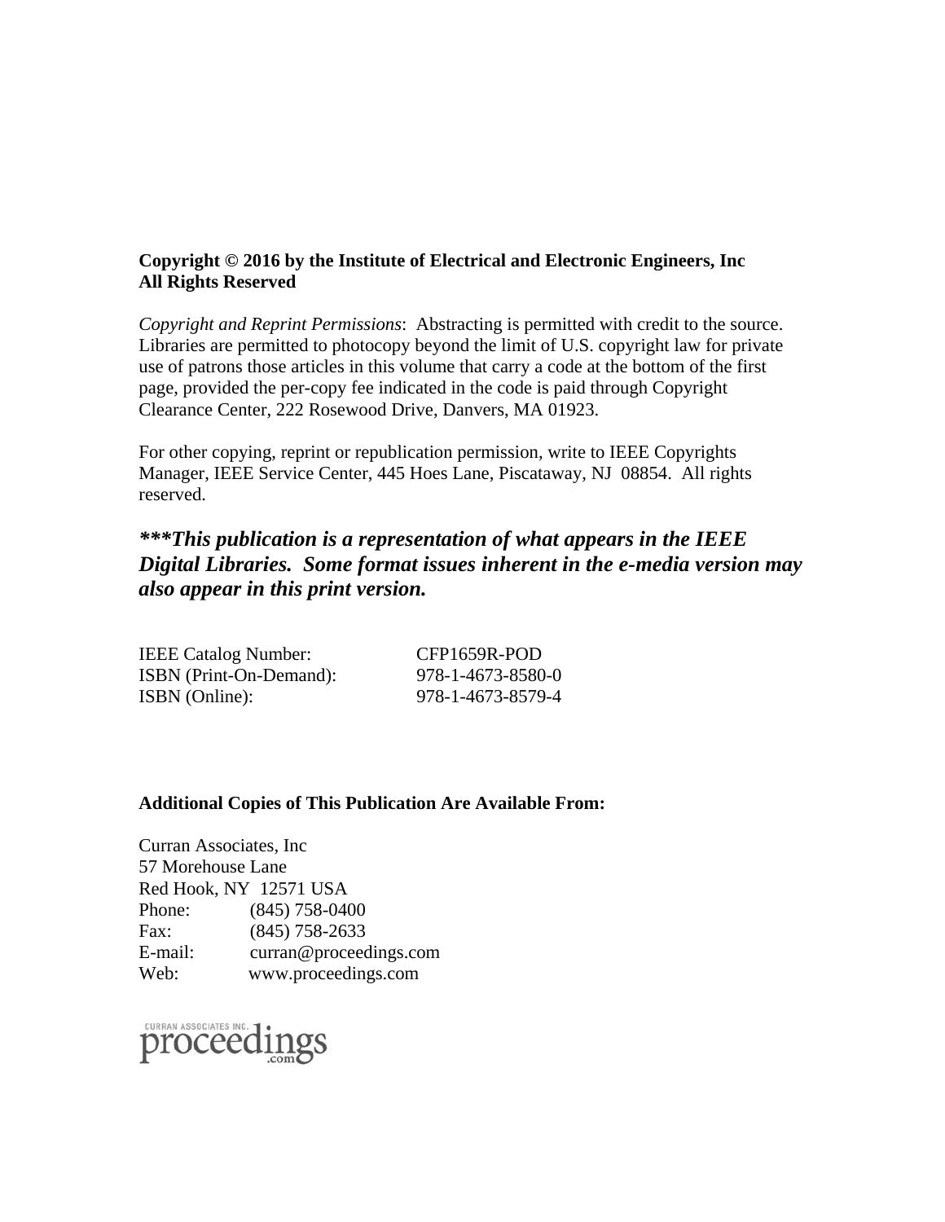**Copyright © 2016 by the Institute of Electrical and Electronic Engineers, Inc**
**All Rights Reserved**

*Copyright and Reprint Permissions*: Abstracting is permitted with credit to the source. Libraries are permitted to photocopy beyond the limit of U.S. copyright law for private use of patrons those articles in this volume that carry a code at the bottom of the first page, provided the per-copy fee indicated in the code is paid through Copyright Clearance Center, 222 Rosewood Drive, Danvers, MA 01923.

For other copying, reprint or republication permission, write to IEEE Copyrights Manager, IEEE Service Center, 445 Hoes Lane, Piscataway, NJ 08854. All rights reserved.

***\*\*\*This publication is a representation of what appears in the IEEE Digital Libraries. Some format issues inherent in the e-media version may also appear in this print version.***

| | |
|---|---|
| IEEE Catalog Number: | CFP1659R-POD |
| ISBN (Print-On-Demand): | 978-1-4673-8580-0 |
| ISBN (Online): | 978-1-4673-8579-4 |

**Additional Copies of This Publication Are Available From:**

Curran Associates, Inc
57 Morehouse Lane
Red Hook, NY 12571 USA
Phone: (845) 758-0400
Fax: (845) 758-2633
E-mail: curran@proceedings.com
Web: www.proceedings.com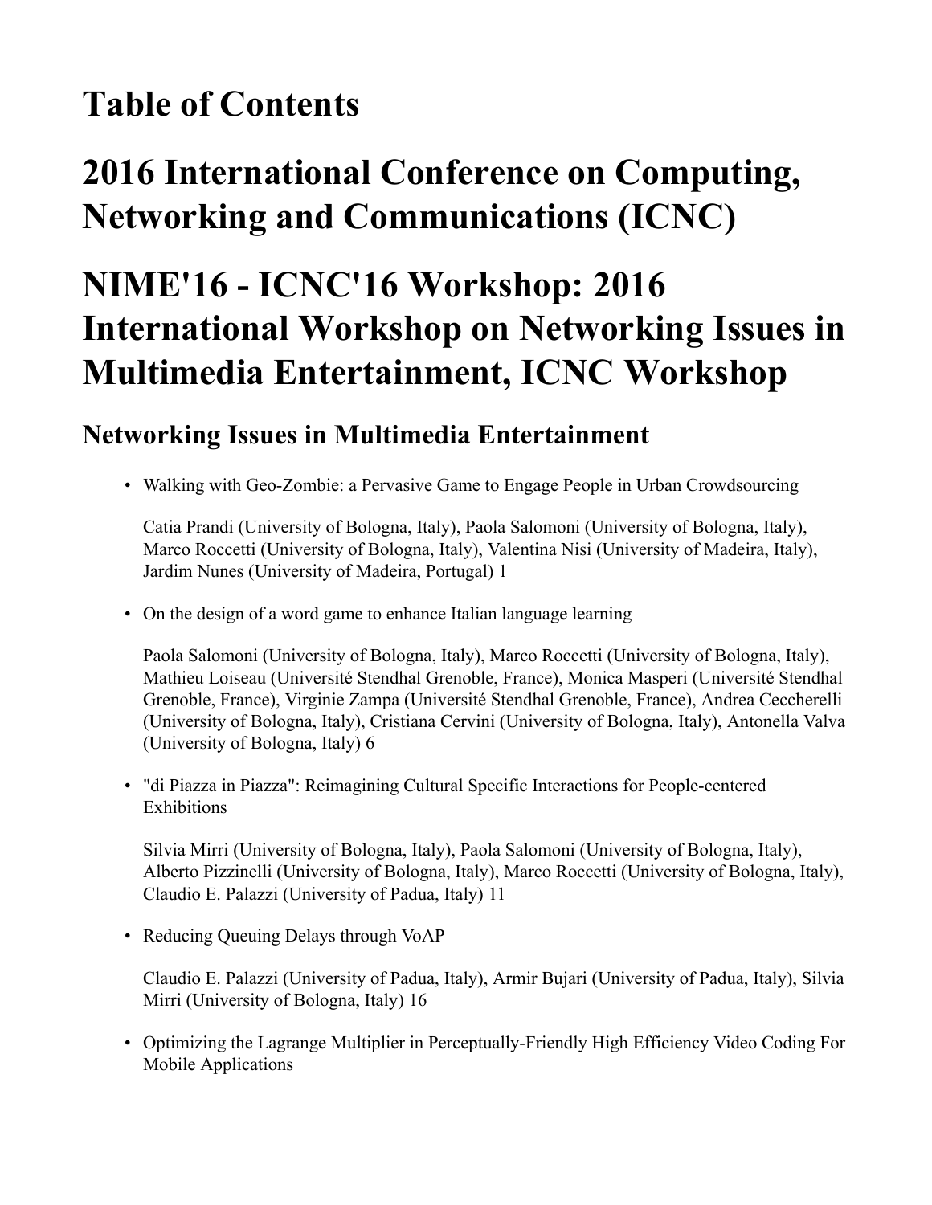# Table of Contents

# 2016 International Conference on Computing, Networking and Communications (ICNC)

# NIME'16 - ICNC'16 Workshop: 2016 International Workshop on Networking Issues in Multimedia Entertainment, ICNC Workshop

## Networking Issues in Multimedia Entertainment

- Walking with Geo-Zombie: a Pervasive Game to Engage People in Urban Crowdsourcing

  Catia Prandi (University of Bologna, Italy), Paola Salomoni (University of Bologna, Italy), Marco Roccetti (University of Bologna, Italy), Valentina Nisi (University of Madeira, Italy), Jardim Nunes (University of Madeira, Portugal) 1

- On the design of a word game to enhance Italian language learning

  Paola Salomoni (University of Bologna, Italy), Marco Roccetti (University of Bologna, Italy), Mathieu Loiseau (Université Stendhal Grenoble, France), Monica Masperi (Université Stendhal Grenoble, France), Virginie Zampa (Université Stendhal Grenoble, France), Andrea Ceccherelli (University of Bologna, Italy), Cristiana Cervini (University of Bologna, Italy), Antonella Valva (University of Bologna, Italy) 6

- "di Piazza in Piazza": Reimagining Cultural Specific Interactions for People-centered Exhibitions

  Silvia Mirri (University of Bologna, Italy), Paola Salomoni (University of Bologna, Italy), Alberto Pizzinelli (University of Bologna, Italy), Marco Roccetti (University of Bologna, Italy), Claudio E. Palazzi (University of Padua, Italy) 11

- Reducing Queuing Delays through VoAP

  Claudio E. Palazzi (University of Padua, Italy), Armir Bujari (University of Padua, Italy), Silvia Mirri (University of Bologna, Italy) 16

- Optimizing the Lagrange Multiplier in Perceptually-Friendly High Efficiency Video Coding For Mobile Applications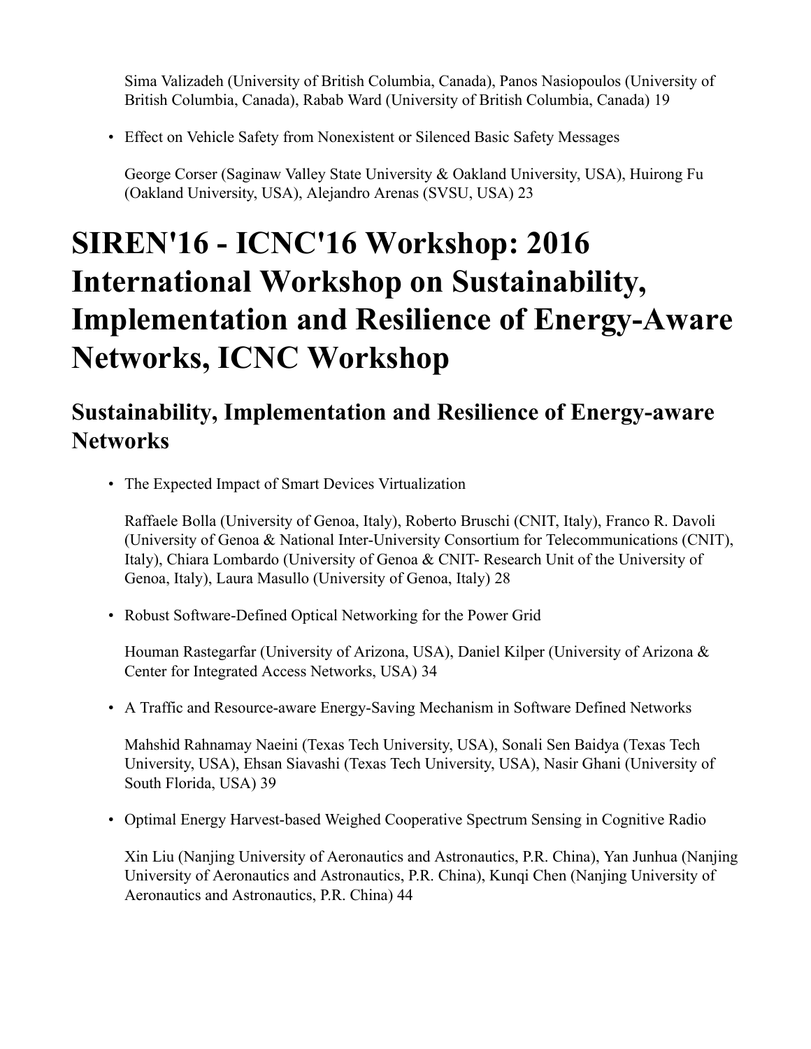Sima Valizadeh (University of British Columbia, Canada), Panos Nasiopoulos (University of British Columbia, Canada), Rabab Ward (University of British Columbia, Canada) 19

- Effect on Vehicle Safety from Nonexistent or Silenced Basic Safety Messages

  George Corser (Saginaw Valley State University & Oakland University, USA), Huirong Fu (Oakland University, USA), Alejandro Arenas (SVSU, USA) 23

# SIREN'16 - ICNC'16 Workshop: 2016 International Workshop on Sustainability, Implementation and Resilience of Energy-Aware Networks, ICNC Workshop

## Sustainability, Implementation and Resilience of Energy-aware Networks

- The Expected Impact of Smart Devices Virtualization

  Raffaele Bolla (University of Genoa, Italy), Roberto Bruschi (CNIT, Italy), Franco R. Davoli (University of Genoa & National Inter-University Consortium for Telecommunications (CNIT), Italy), Chiara Lombardo (University of Genoa & CNIT- Research Unit of the University of Genoa, Italy), Laura Masullo (University of Genoa, Italy) 28

- Robust Software-Defined Optical Networking for the Power Grid

  Houman Rastegarfar (University of Arizona, USA), Daniel Kilper (University of Arizona & Center for Integrated Access Networks, USA) 34

- A Traffic and Resource-aware Energy-Saving Mechanism in Software Defined Networks

  Mahshid Rahnamay Naeini (Texas Tech University, USA), Sonali Sen Baidya (Texas Tech University, USA), Ehsan Siavashi (Texas Tech University, USA), Nasir Ghani (University of South Florida, USA) 39

- Optimal Energy Harvest-based Weighed Cooperative Spectrum Sensing in Cognitive Radio

  Xin Liu (Nanjing University of Aeronautics and Astronautics, P.R. China), Yan Junhua (Nanjing University of Aeronautics and Astronautics, P.R. China), Kunqi Chen (Nanjing University of Aeronautics and Astronautics, P.R. China) 44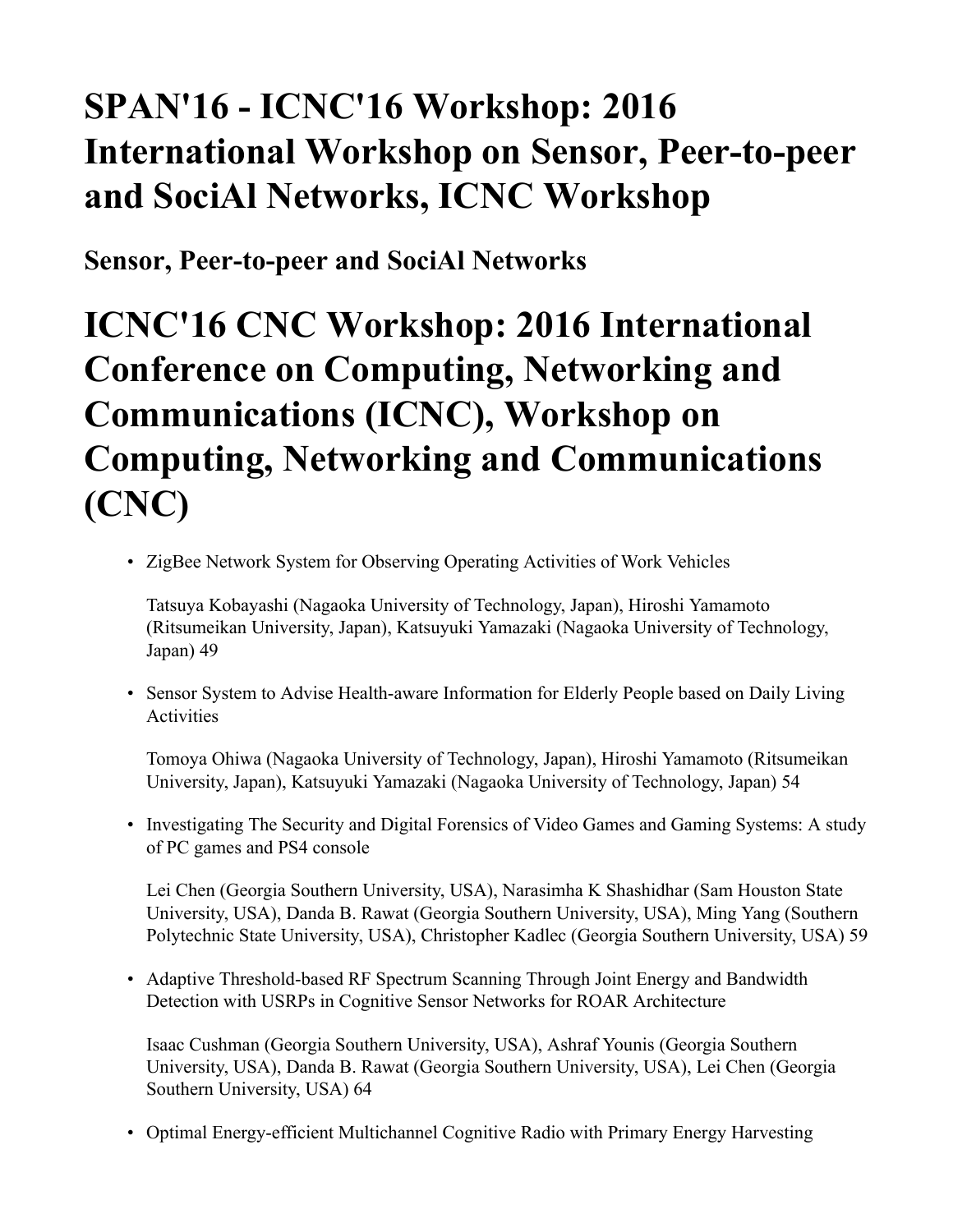# SPAN'16 - ICNC'16 Workshop: 2016 International Workshop on Sensor, Peer-to-peer and SociAl Networks, ICNC Workshop

## Sensor, Peer-to-peer and SociAl Networks

# ICNC'16 CNC Workshop: 2016 International Conference on Computing, Networking and Communications (ICNC), Workshop on Computing, Networking and Communications (CNC)

- ZigBee Network System for Observing Operating Activities of Work Vehicles

  Tatsuya Kobayashi (Nagaoka University of Technology, Japan), Hiroshi Yamamoto (Ritsumeikan University, Japan), Katsuyuki Yamazaki (Nagaoka University of Technology, Japan) 49

- Sensor System to Advise Health-aware Information for Elderly People based on Daily Living Activities

  Tomoya Ohiwa (Nagaoka University of Technology, Japan), Hiroshi Yamamoto (Ritsumeikan University, Japan), Katsuyuki Yamazaki (Nagaoka University of Technology, Japan) 54

- Investigating The Security and Digital Forensics of Video Games and Gaming Systems: A study of PC games and PS4 console

  Lei Chen (Georgia Southern University, USA), Narasimha K Shashidhar (Sam Houston State University, USA), Danda B. Rawat (Georgia Southern University, USA), Ming Yang (Southern Polytechnic State University, USA), Christopher Kadlec (Georgia Southern University, USA) 59

- Adaptive Threshold-based RF Spectrum Scanning Through Joint Energy and Bandwidth Detection with USRPs in Cognitive Sensor Networks for ROAR Architecture

  Isaac Cushman (Georgia Southern University, USA), Ashraf Younis (Georgia Southern University, USA), Danda B. Rawat (Georgia Southern University, USA), Lei Chen (Georgia Southern University, USA) 64

- Optimal Energy-efficient Multichannel Cognitive Radio with Primary Energy Harvesting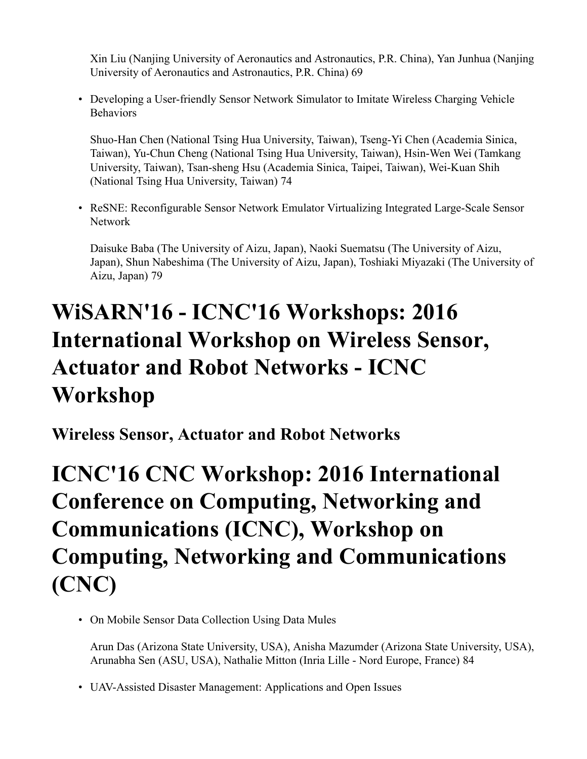Xin Liu (Nanjing University of Aeronautics and Astronautics, P.R. China), Yan Junhua (Nanjing University of Aeronautics and Astronautics, P.R. China) 69

- Developing a User-friendly Sensor Network Simulator to Imitate Wireless Charging Vehicle Behaviors

  Shuo-Han Chen (National Tsing Hua University, Taiwan), Tseng-Yi Chen (Academia Sinica, Taiwan), Yu-Chun Cheng (National Tsing Hua University, Taiwan), Hsin-Wen Wei (Tamkang University, Taiwan), Tsan-sheng Hsu (Academia Sinica, Taipei, Taiwan), Wei-Kuan Shih (National Tsing Hua University, Taiwan) 74

- ReSNE: Reconfigurable Sensor Network Emulator Virtualizing Integrated Large-Scale Sensor Network

  Daisuke Baba (The University of Aizu, Japan), Naoki Suematsu (The University of Aizu, Japan), Shun Nabeshima (The University of Aizu, Japan), Toshiaki Miyazaki (The University of Aizu, Japan) 79

# WiSARN'16 - ICNC'16 Workshops: 2016 International Workshop on Wireless Sensor, Actuator and Robot Networks - ICNC Workshop

## Wireless Sensor, Actuator and Robot Networks

# ICNC'16 CNC Workshop: 2016 International Conference on Computing, Networking and Communications (ICNC), Workshop on Computing, Networking and Communications (CNC)

- On Mobile Sensor Data Collection Using Data Mules

  Arun Das (Arizona State University, USA), Anisha Mazumder (Arizona State University, USA), Arunabha Sen (ASU, USA), Nathalie Mitton (Inria Lille - Nord Europe, France) 84

- UAV-Assisted Disaster Management: Applications and Open Issues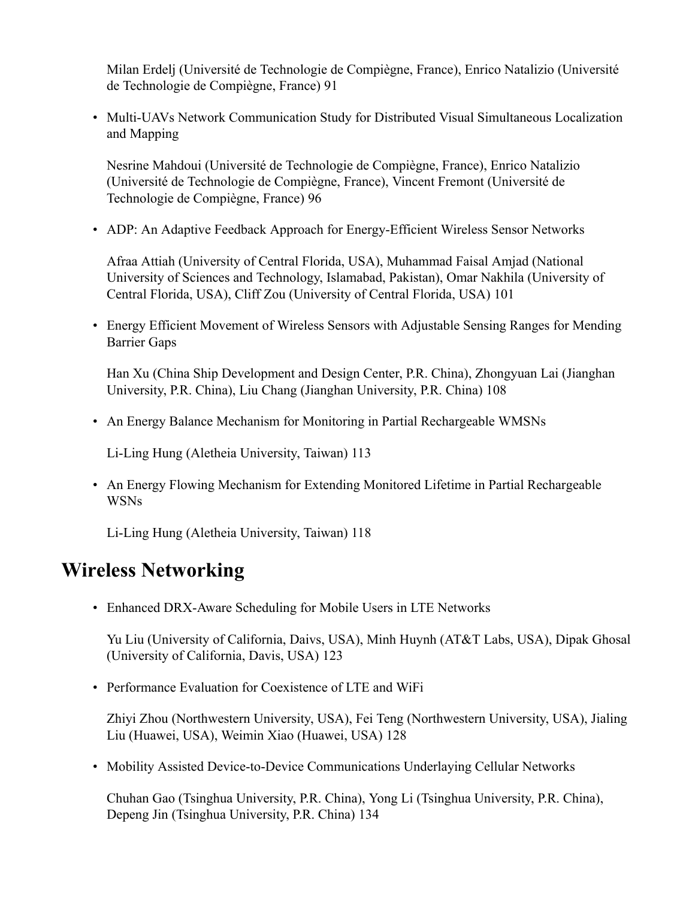Milan Erdelj (Université de Technologie de Compiègne, France), Enrico Natalizio (Université de Technologie de Compiègne, France) 91

- Multi-UAVs Network Communication Study for Distributed Visual Simultaneous Localization and Mapping

  Nesrine Mahdoui (Université de Technologie de Compiègne, France), Enrico Natalizio (Université de Technologie de Compiègne, France), Vincent Fremont (Université de Technologie de Compiègne, France) 96

- ADP: An Adaptive Feedback Approach for Energy-Efficient Wireless Sensor Networks

  Afraa Attiah (University of Central Florida, USA), Muhammad Faisal Amjad (National University of Sciences and Technology, Islamabad, Pakistan), Omar Nakhila (University of Central Florida, USA), Cliff Zou (University of Central Florida, USA) 101

- Energy Efficient Movement of Wireless Sensors with Adjustable Sensing Ranges for Mending Barrier Gaps

  Han Xu (China Ship Development and Design Center, P.R. China), Zhongyuan Lai (Jianghan University, P.R. China), Liu Chang (Jianghan University, P.R. China) 108

- An Energy Balance Mechanism for Monitoring in Partial Rechargeable WMSNs

  Li-Ling Hung (Aletheia University, Taiwan) 113

- An Energy Flowing Mechanism for Extending Monitored Lifetime in Partial Rechargeable WSNs

  Li-Ling Hung (Aletheia University, Taiwan) 118

## Wireless Networking

- Enhanced DRX-Aware Scheduling for Mobile Users in LTE Networks

  Yu Liu (University of California, Daivs, USA), Minh Huynh (AT&T Labs, USA), Dipak Ghosal (University of California, Davis, USA) 123

- Performance Evaluation for Coexistence of LTE and WiFi

  Zhiyi Zhou (Northwestern University, USA), Fei Teng (Northwestern University, USA), Jialing Liu (Huawei, USA), Weimin Xiao (Huawei, USA) 128

- Mobility Assisted Device-to-Device Communications Underlaying Cellular Networks

  Chuhan Gao (Tsinghua University, P.R. China), Yong Li (Tsinghua University, P.R. China), Depeng Jin (Tsinghua University, P.R. China) 134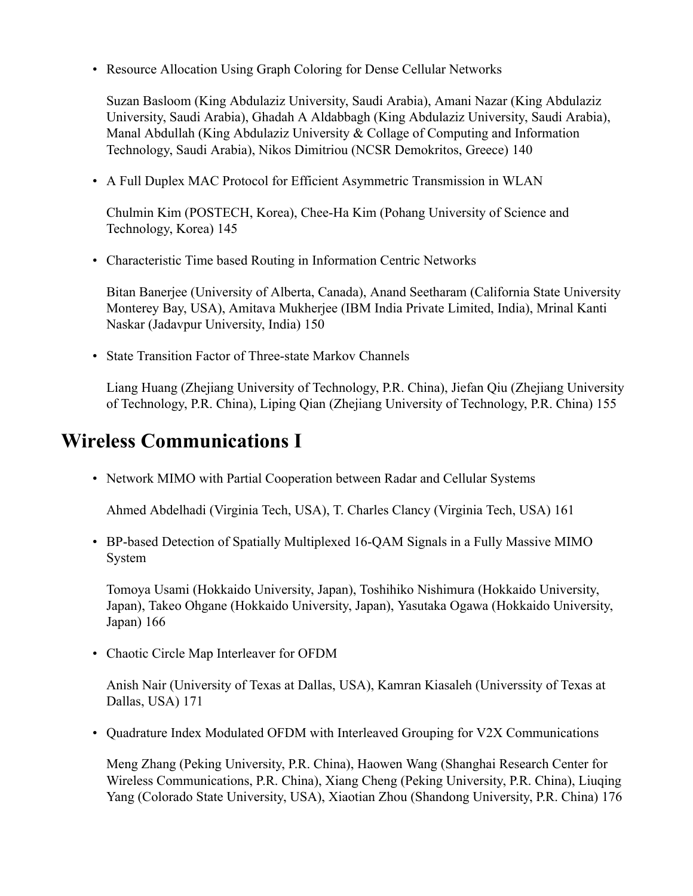- Resource Allocation Using Graph Coloring for Dense Cellular Networks

  Suzan Basloom (King Abdulaziz University, Saudi Arabia), Amani Nazar (King Abdulaziz University, Saudi Arabia), Ghadah A Aldabbagh (King Abdulaziz University, Saudi Arabia), Manal Abdullah (King Abdulaziz University & Collage of Computing and Information Technology, Saudi Arabia), Nikos Dimitriou (NCSR Demokritos, Greece) 140

- A Full Duplex MAC Protocol for Efficient Asymmetric Transmission in WLAN

  Chulmin Kim (POSTECH, Korea), Chee-Ha Kim (Pohang University of Science and Technology, Korea) 145

- Characteristic Time based Routing in Information Centric Networks

  Bitan Banerjee (University of Alberta, Canada), Anand Seetharam (California State University Monterey Bay, USA), Amitava Mukherjee (IBM India Private Limited, India), Mrinal Kanti Naskar (Jadavpur University, India) 150

- State Transition Factor of Three-state Markov Channels

  Liang Huang (Zhejiang University of Technology, P.R. China), Jiefan Qiu (Zhejiang University of Technology, P.R. China), Liping Qian (Zhejiang University of Technology, P.R. China) 155

## Wireless Communications I

- Network MIMO with Partial Cooperation between Radar and Cellular Systems

  Ahmed Abdelhadi (Virginia Tech, USA), T. Charles Clancy (Virginia Tech, USA) 161

- BP-based Detection of Spatially Multiplexed 16-QAM Signals in a Fully Massive MIMO System

  Tomoya Usami (Hokkaido University, Japan), Toshihiko Nishimura (Hokkaido University, Japan), Takeo Ohgane (Hokkaido University, Japan), Yasutaka Ogawa (Hokkaido University, Japan) 166

- Chaotic Circle Map Interleaver for OFDM

  Anish Nair (University of Texas at Dallas, USA), Kamran Kiasaleh (Universsity of Texas at Dallas, USA) 171

- Quadrature Index Modulated OFDM with Interleaved Grouping for V2X Communications

  Meng Zhang (Peking University, P.R. China), Haowen Wang (Shanghai Research Center for Wireless Communications, P.R. China), Xiang Cheng (Peking University, P.R. China), Liuqing Yang (Colorado State University, USA), Xiaotian Zhou (Shandong University, P.R. China) 176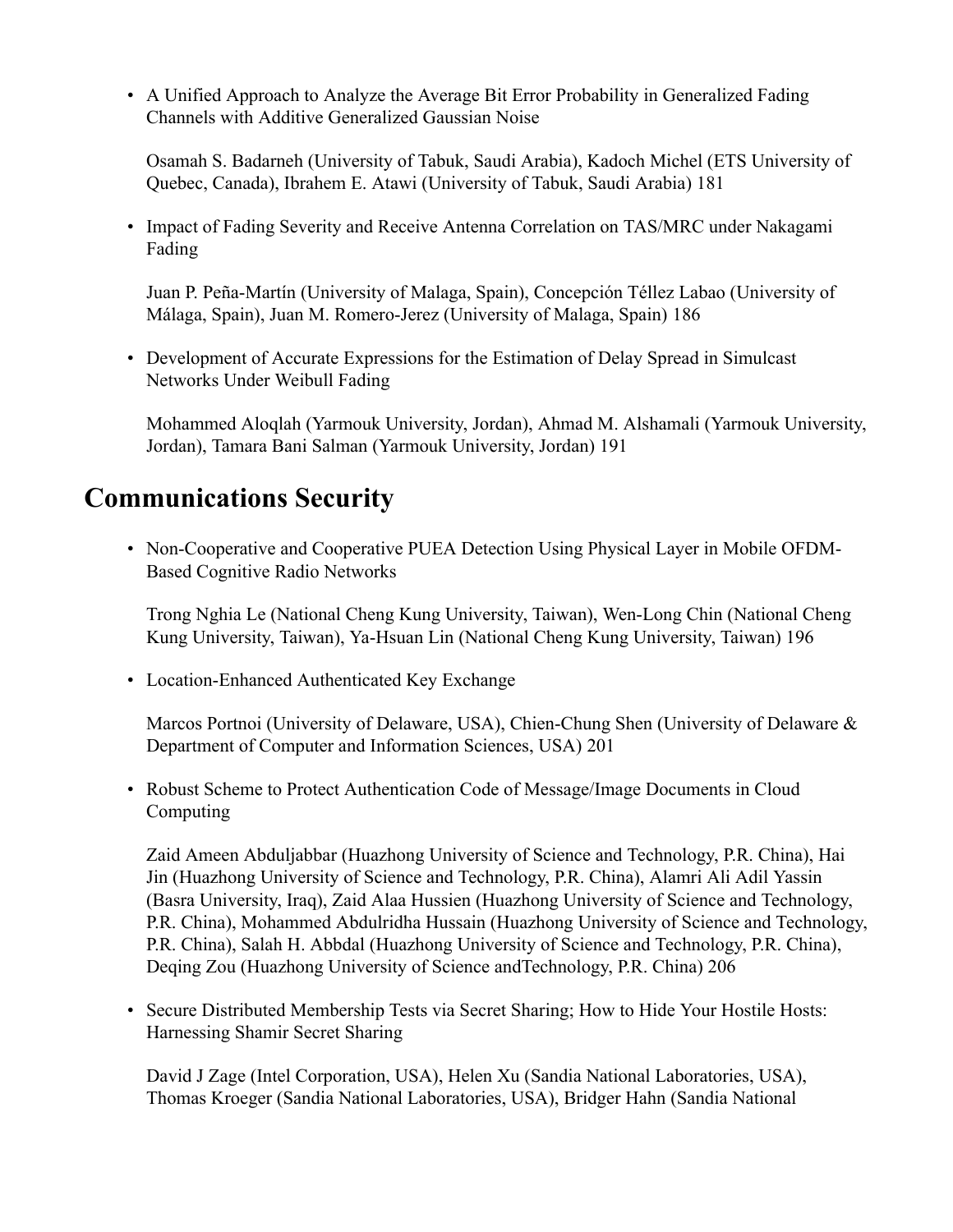- A Unified Approach to Analyze the Average Bit Error Probability in Generalized Fading Channels with Additive Generalized Gaussian Noise

  Osamah S. Badarneh (University of Tabuk, Saudi Arabia), Kadoch Michel (ETS University of Quebec, Canada), Ibrahem E. Atawi (University of Tabuk, Saudi Arabia) 181

- Impact of Fading Severity and Receive Antenna Correlation on TAS/MRC under Nakagami Fading

  Juan P. Peña-Martín (University of Malaga, Spain), Concepción Téllez Labao (University of Málaga, Spain), Juan M. Romero-Jerez (University of Malaga, Spain) 186

- Development of Accurate Expressions for the Estimation of Delay Spread in Simulcast Networks Under Weibull Fading

  Mohammed Aloqlah (Yarmouk University, Jordan), Ahmad M. Alshamali (Yarmouk University, Jordan), Tamara Bani Salman (Yarmouk University, Jordan) 191

## Communications Security

- Non-Cooperative and Cooperative PUEA Detection Using Physical Layer in Mobile OFDM-Based Cognitive Radio Networks

  Trong Nghia Le (National Cheng Kung University, Taiwan), Wen-Long Chin (National Cheng Kung University, Taiwan), Ya-Hsuan Lin (National Cheng Kung University, Taiwan) 196

- Location-Enhanced Authenticated Key Exchange

  Marcos Portnoi (University of Delaware, USA), Chien-Chung Shen (University of Delaware & Department of Computer and Information Sciences, USA) 201

- Robust Scheme to Protect Authentication Code of Message/Image Documents in Cloud Computing

  Zaid Ameen Abduljabbar (Huazhong University of Science and Technology, P.R. China), Hai Jin (Huazhong University of Science and Technology, P.R. China), Alamri Ali Adil Yassin (Basra University, Iraq), Zaid Alaa Hussien (Huazhong University of Science and Technology, P.R. China), Mohammed Abdulridha Hussain (Huazhong University of Science and Technology, P.R. China), Salah H. Abbdal (Huazhong University of Science and Technology, P.R. China), Deqing Zou (Huazhong University of Science andTechnology, P.R. China) 206

- Secure Distributed Membership Tests via Secret Sharing; How to Hide Your Hostile Hosts: Harnessing Shamir Secret Sharing

  David J Zage (Intel Corporation, USA), Helen Xu (Sandia National Laboratories, USA), Thomas Kroeger (Sandia National Laboratories, USA), Bridger Hahn (Sandia National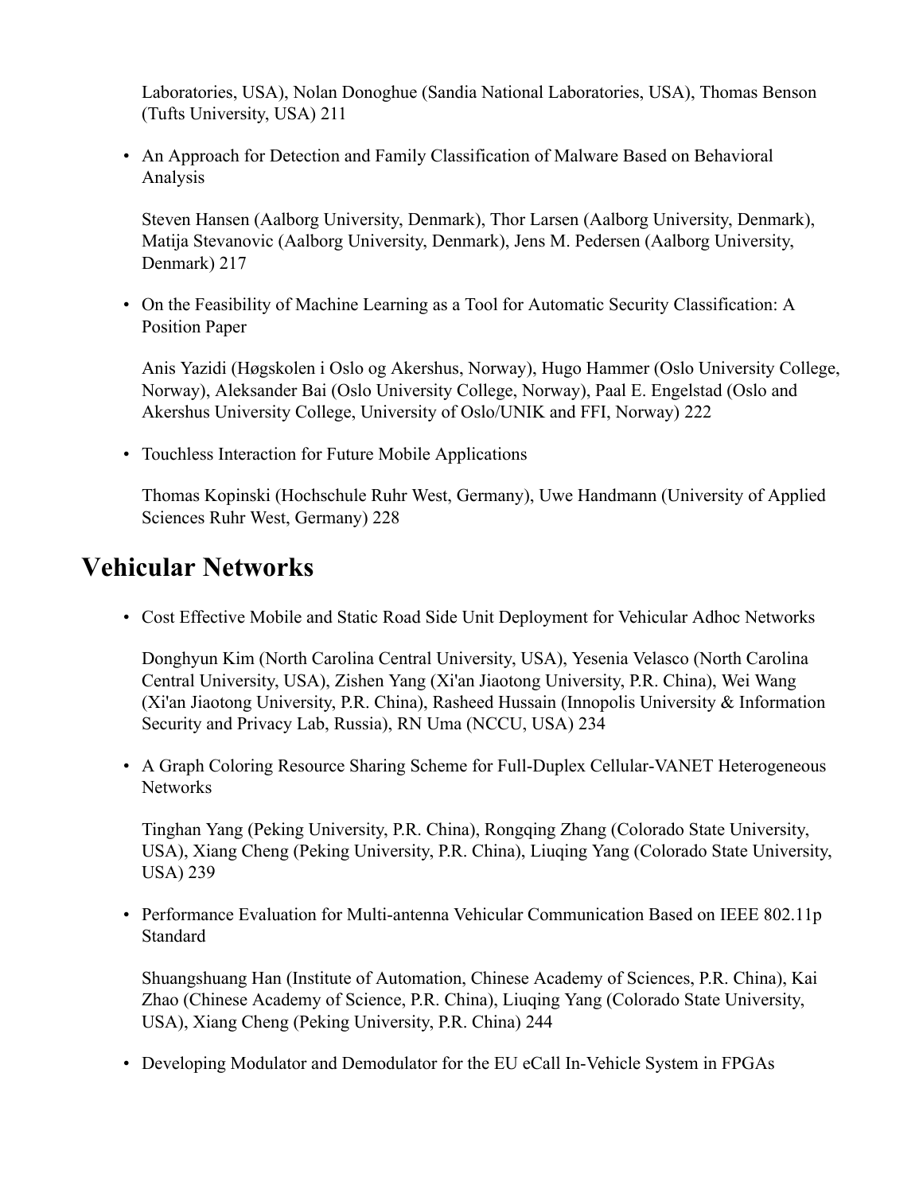Laboratories, USA), Nolan Donoghue (Sandia National Laboratories, USA), Thomas Benson (Tufts University, USA) 211

- An Approach for Detection and Family Classification of Malware Based on Behavioral Analysis

  Steven Hansen (Aalborg University, Denmark), Thor Larsen (Aalborg University, Denmark), Matija Stevanovic (Aalborg University, Denmark), Jens M. Pedersen (Aalborg University, Denmark) 217

- On the Feasibility of Machine Learning as a Tool for Automatic Security Classification: A Position Paper

  Anis Yazidi (Høgskolen i Oslo og Akershus, Norway), Hugo Hammer (Oslo University College, Norway), Aleksander Bai (Oslo University College, Norway), Paal E. Engelstad (Oslo and Akershus University College, University of Oslo/UNIK and FFI, Norway) 222

- Touchless Interaction for Future Mobile Applications

  Thomas Kopinski (Hochschule Ruhr West, Germany), Uwe Handmann (University of Applied Sciences Ruhr West, Germany) 228

## Vehicular Networks

- Cost Effective Mobile and Static Road Side Unit Deployment for Vehicular Adhoc Networks

  Donghyun Kim (North Carolina Central University, USA), Yesenia Velasco (North Carolina Central University, USA), Zishen Yang (Xi'an Jiaotong University, P.R. China), Wei Wang (Xi'an Jiaotong University, P.R. China), Rasheed Hussain (Innopolis University & Information Security and Privacy Lab, Russia), RN Uma (NCCU, USA) 234

- A Graph Coloring Resource Sharing Scheme for Full-Duplex Cellular-VANET Heterogeneous Networks

  Tinghan Yang (Peking University, P.R. China), Rongqing Zhang (Colorado State University, USA), Xiang Cheng (Peking University, P.R. China), Liuqing Yang (Colorado State University, USA) 239

- Performance Evaluation for Multi-antenna Vehicular Communication Based on IEEE 802.11p Standard

  Shuangshuang Han (Institute of Automation, Chinese Academy of Sciences, P.R. China), Kai Zhao (Chinese Academy of Science, P.R. China), Liuqing Yang (Colorado State University, USA), Xiang Cheng (Peking University, P.R. China) 244

- Developing Modulator and Demodulator for the EU eCall In-Vehicle System in FPGAs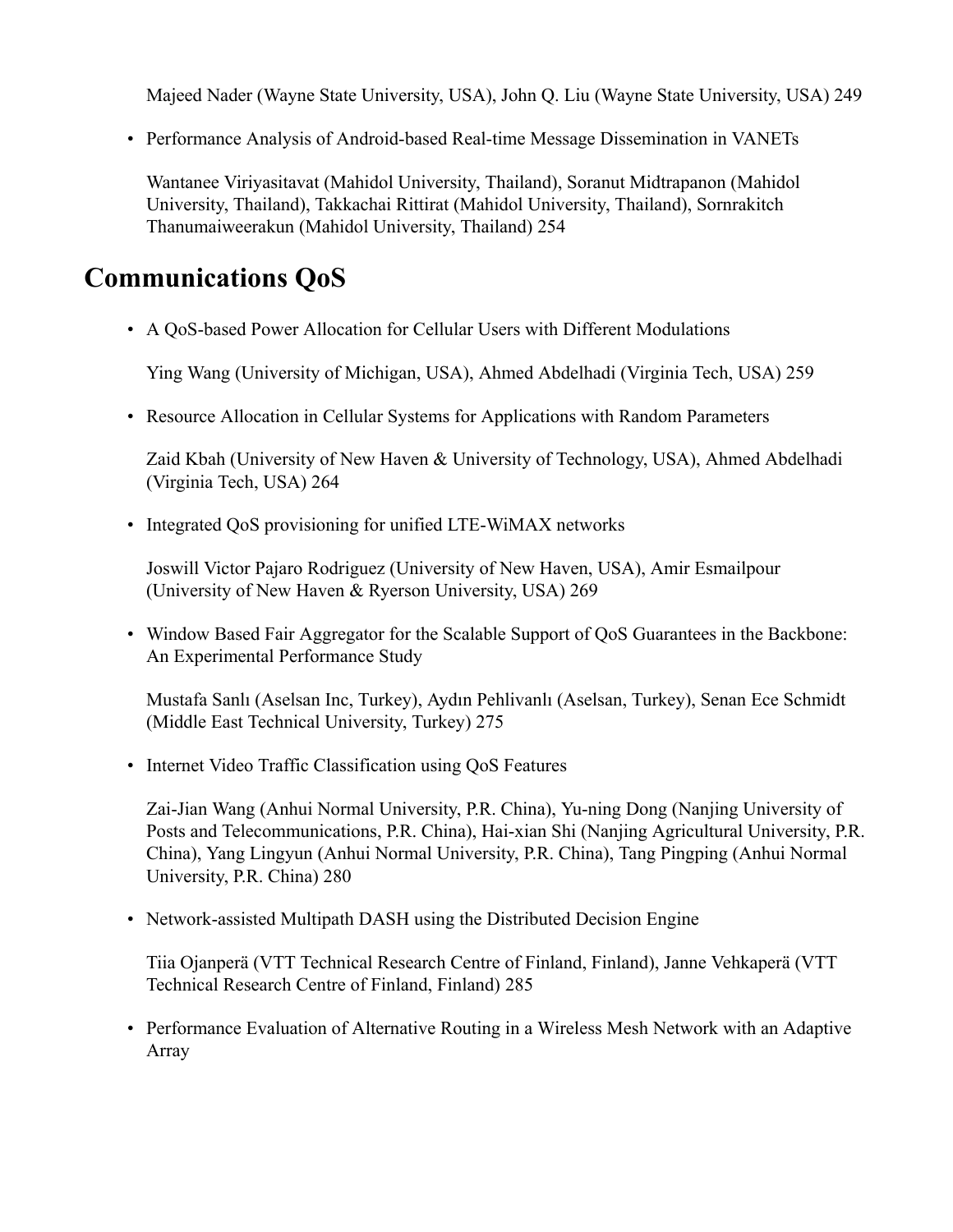Majeed Nader (Wayne State University, USA), John Q. Liu (Wayne State University, USA) 249

- Performance Analysis of Android-based Real-time Message Dissemination in VANETs

  Wantanee Viriyasitavat (Mahidol University, Thailand), Soranut Midtrapanon (Mahidol University, Thailand), Takkachai Rittirat (Mahidol University, Thailand), Sornrakitch Thanumaiweerakun (Mahidol University, Thailand) 254

# Communications QoS

- A QoS-based Power Allocation for Cellular Users with Different Modulations

  Ying Wang (University of Michigan, USA), Ahmed Abdelhadi (Virginia Tech, USA) 259

- Resource Allocation in Cellular Systems for Applications with Random Parameters

  Zaid Kbah (University of New Haven & University of Technology, USA), Ahmed Abdelhadi (Virginia Tech, USA) 264

- Integrated QoS provisioning for unified LTE-WiMAX networks

  Joswill Victor Pajaro Rodriguez (University of New Haven, USA), Amir Esmailpour (University of New Haven & Ryerson University, USA) 269

- Window Based Fair Aggregator for the Scalable Support of QoS Guarantees in the Backbone: An Experimental Performance Study

  Mustafa Sanlı (Aselsan Inc, Turkey), Aydın Pehlivanlı (Aselsan, Turkey), Senan Ece Schmidt (Middle East Technical University, Turkey) 275

- Internet Video Traffic Classification using QoS Features

  Zai-Jian Wang (Anhui Normal University, P.R. China), Yu-ning Dong (Nanjing University of Posts and Telecommunications, P.R. China), Hai-xian Shi (Nanjing Agricultural University, P.R. China), Yang Lingyun (Anhui Normal University, P.R. China), Tang Pingping (Anhui Normal University, P.R. China) 280

- Network-assisted Multipath DASH using the Distributed Decision Engine

  Tiia Ojanperä (VTT Technical Research Centre of Finland, Finland), Janne Vehkaperä (VTT Technical Research Centre of Finland, Finland) 285

- Performance Evaluation of Alternative Routing in a Wireless Mesh Network with an Adaptive Array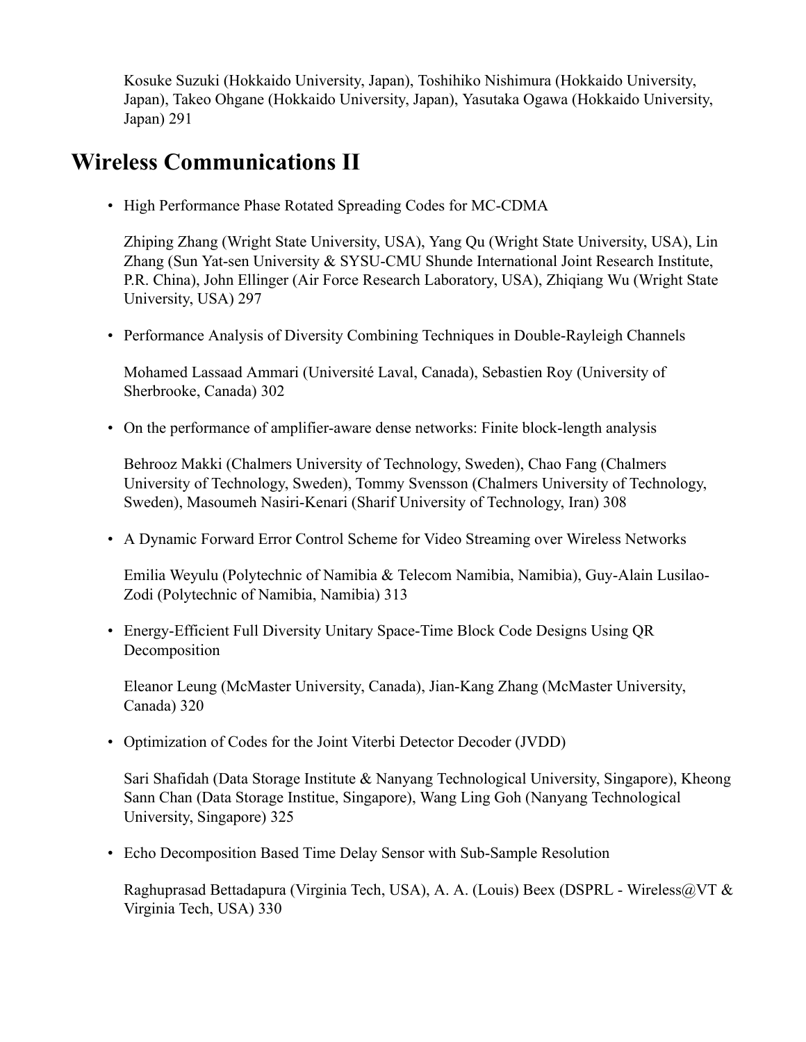Kosuke Suzuki (Hokkaido University, Japan), Toshihiko Nishimura (Hokkaido University, Japan), Takeo Ohgane (Hokkaido University, Japan), Yasutaka Ogawa (Hokkaido University, Japan) 291

## Wireless Communications II

- High Performance Phase Rotated Spreading Codes for MC-CDMA

  Zhiping Zhang (Wright State University, USA), Yang Qu (Wright State University, USA), Lin Zhang (Sun Yat-sen University & SYSU-CMU Shunde International Joint Research Institute, P.R. China), John Ellinger (Air Force Research Laboratory, USA), Zhiqiang Wu (Wright State University, USA) 297

- Performance Analysis of Diversity Combining Techniques in Double-Rayleigh Channels

  Mohamed Lassaad Ammari (Université Laval, Canada), Sebastien Roy (University of Sherbrooke, Canada) 302

- On the performance of amplifier-aware dense networks: Finite block-length analysis

  Behrooz Makki (Chalmers University of Technology, Sweden), Chao Fang (Chalmers University of Technology, Sweden), Tommy Svensson (Chalmers University of Technology, Sweden), Masoumeh Nasiri-Kenari (Sharif University of Technology, Iran) 308

- A Dynamic Forward Error Control Scheme for Video Streaming over Wireless Networks

  Emilia Weyulu (Polytechnic of Namibia & Telecom Namibia, Namibia), Guy-Alain Lusilao-Zodi (Polytechnic of Namibia, Namibia) 313

- Energy-Efficient Full Diversity Unitary Space-Time Block Code Designs Using QR Decomposition

  Eleanor Leung (McMaster University, Canada), Jian-Kang Zhang (McMaster University, Canada) 320

- Optimization of Codes for the Joint Viterbi Detector Decoder (JVDD)

  Sari Shafidah (Data Storage Institute & Nanyang Technological University, Singapore), Kheong Sann Chan (Data Storage Institue, Singapore), Wang Ling Goh (Nanyang Technological University, Singapore) 325

- Echo Decomposition Based Time Delay Sensor with Sub-Sample Resolution

  Raghuprasad Bettadapura (Virginia Tech, USA), A. A. (Louis) Beex (DSPRL - Wireless@VT & Virginia Tech, USA) 330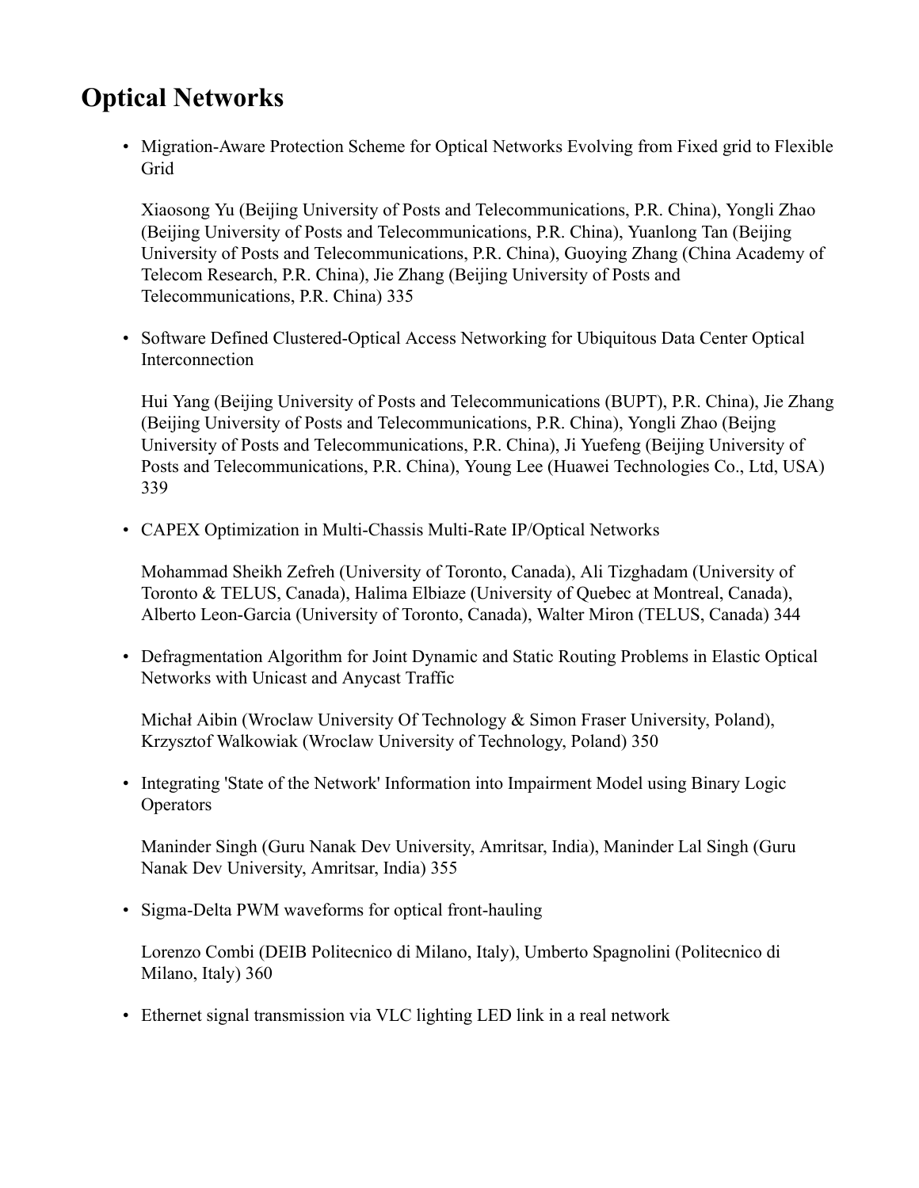# Optical Networks

- Migration-Aware Protection Scheme for Optical Networks Evolving from Fixed grid to Flexible Grid

  Xiaosong Yu (Beijing University of Posts and Telecommunications, P.R. China), Yongli Zhao (Beijing University of Posts and Telecommunications, P.R. China), Yuanlong Tan (Beijing University of Posts and Telecommunications, P.R. China), Guoying Zhang (China Academy of Telecom Research, P.R. China), Jie Zhang (Beijing University of Posts and Telecommunications, P.R. China) 335

- Software Defined Clustered-Optical Access Networking for Ubiquitous Data Center Optical Interconnection

  Hui Yang (Beijing University of Posts and Telecommunications (BUPT), P.R. China), Jie Zhang (Beijing University of Posts and Telecommunications, P.R. China), Yongli Zhao (Beijng University of Posts and Telecommunications, P.R. China), Ji Yuefeng (Beijing University of Posts and Telecommunications, P.R. China), Young Lee (Huawei Technologies Co., Ltd, USA) 339

- CAPEX Optimization in Multi-Chassis Multi-Rate IP/Optical Networks

  Mohammad Sheikh Zefreh (University of Toronto, Canada), Ali Tizghadam (University of Toronto & TELUS, Canada), Halima Elbiaze (University of Quebec at Montreal, Canada), Alberto Leon-Garcia (University of Toronto, Canada), Walter Miron (TELUS, Canada) 344

- Defragmentation Algorithm for Joint Dynamic and Static Routing Problems in Elastic Optical Networks with Unicast and Anycast Traffic

  Michał Aibin (Wroclaw University Of Technology & Simon Fraser University, Poland), Krzysztof Walkowiak (Wroclaw University of Technology, Poland) 350

- Integrating 'State of the Network' Information into Impairment Model using Binary Logic Operators

  Maninder Singh (Guru Nanak Dev University, Amritsar, India), Maninder Lal Singh (Guru Nanak Dev University, Amritsar, India) 355

- Sigma-Delta PWM waveforms for optical front-hauling

  Lorenzo Combi (DEIB Politecnico di Milano, Italy), Umberto Spagnolini (Politecnico di Milano, Italy) 360

- Ethernet signal transmission via VLC lighting LED link in a real network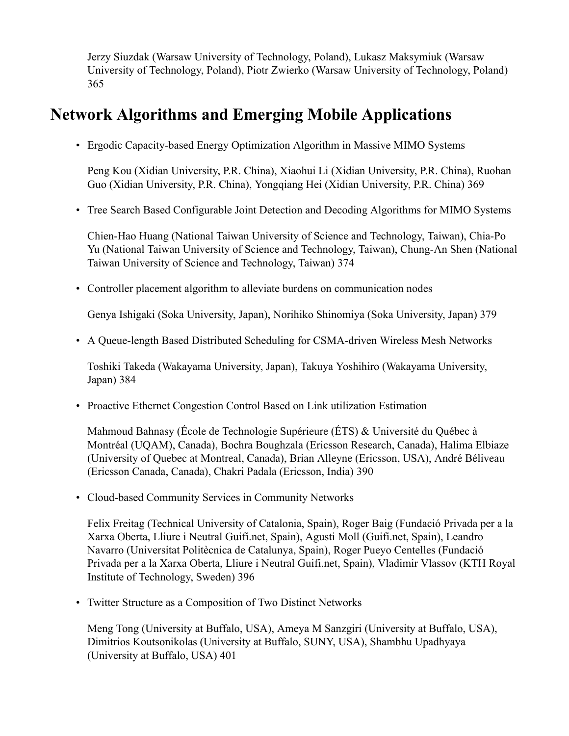Jerzy Siuzdak (Warsaw University of Technology, Poland), Lukasz Maksymiuk (Warsaw University of Technology, Poland), Piotr Zwierko (Warsaw University of Technology, Poland) 365

## Network Algorithms and Emerging Mobile Applications

- Ergodic Capacity-based Energy Optimization Algorithm in Massive MIMO Systems

  Peng Kou (Xidian University, P.R. China), Xiaohui Li (Xidian University, P.R. China), Ruohan Guo (Xidian University, P.R. China), Yongqiang Hei (Xidian University, P.R. China) 369

- Tree Search Based Configurable Joint Detection and Decoding Algorithms for MIMO Systems

  Chien-Hao Huang (National Taiwan University of Science and Technology, Taiwan), Chia-Po Yu (National Taiwan University of Science and Technology, Taiwan), Chung-An Shen (National Taiwan University of Science and Technology, Taiwan) 374

- Controller placement algorithm to alleviate burdens on communication nodes

  Genya Ishigaki (Soka University, Japan), Norihiko Shinomiya (Soka University, Japan) 379

- A Queue-length Based Distributed Scheduling for CSMA-driven Wireless Mesh Networks

  Toshiki Takeda (Wakayama University, Japan), Takuya Yoshihiro (Wakayama University, Japan) 384

- Proactive Ethernet Congestion Control Based on Link utilization Estimation

  Mahmoud Bahnasy (École de Technologie Supérieure (ÉTS) & Université du Québec à Montréal (UQAM), Canada), Bochra Boughzala (Ericsson Research, Canada), Halima Elbiaze (University of Quebec at Montreal, Canada), Brian Alleyne (Ericsson, USA), André Béliveau (Ericsson Canada, Canada), Chakri Padala (Ericsson, India) 390

- Cloud-based Community Services in Community Networks

  Felix Freitag (Technical University of Catalonia, Spain), Roger Baig (Fundació Privada per a la Xarxa Oberta, Lliure i Neutral Guifi.net, Spain), Agusti Moll (Guifi.net, Spain), Leandro Navarro (Universitat Politècnica de Catalunya, Spain), Roger Pueyo Centelles (Fundació Privada per a la Xarxa Oberta, Lliure i Neutral Guifi.net, Spain), Vladimir Vlassov (KTH Royal Institute of Technology, Sweden) 396

- Twitter Structure as a Composition of Two Distinct Networks

  Meng Tong (University at Buffalo, USA), Ameya M Sanzgiri (University at Buffalo, USA), Dimitrios Koutsonikolas (University at Buffalo, SUNY, USA), Shambhu Upadhyaya (University at Buffalo, USA) 401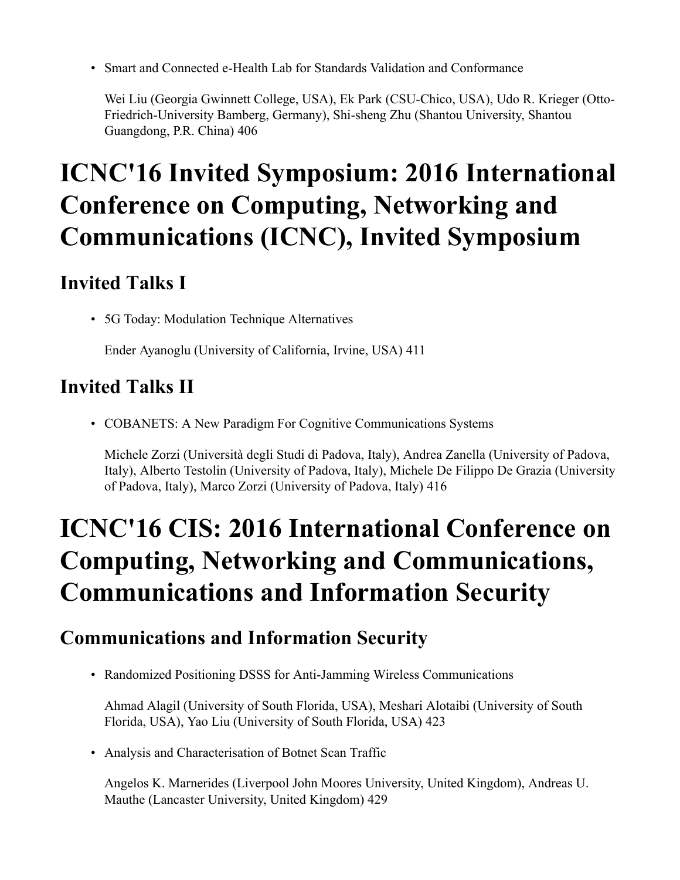- Smart and Connected e-Health Lab for Standards Validation and Conformance

  Wei Liu (Georgia Gwinnett College, USA), Ek Park (CSU-Chico, USA), Udo R. Krieger (Otto-Friedrich-University Bamberg, Germany), Shi-sheng Zhu (Shantou University, Shantou Guangdong, P.R. China) 406

# ICNC'16 Invited Symposium: 2016 International Conference on Computing, Networking and Communications (ICNC), Invited Symposium

## Invited Talks I

- 5G Today: Modulation Technique Alternatives

  Ender Ayanoglu (University of California, Irvine, USA) 411

## Invited Talks II

- COBANETS: A New Paradigm For Cognitive Communications Systems

  Michele Zorzi (Università degli Studi di Padova, Italy), Andrea Zanella (University of Padova, Italy), Alberto Testolin (University of Padova, Italy), Michele De Filippo De Grazia (University of Padova, Italy), Marco Zorzi (University of Padova, Italy) 416

# ICNC'16 CIS: 2016 International Conference on Computing, Networking and Communications, Communications and Information Security

## Communications and Information Security

- Randomized Positioning DSSS for Anti-Jamming Wireless Communications

  Ahmad Alagil (University of South Florida, USA), Meshari Alotaibi (University of South Florida, USA), Yao Liu (University of South Florida, USA) 423

- Analysis and Characterisation of Botnet Scan Traffic

  Angelos K. Marnerides (Liverpool John Moores University, United Kingdom), Andreas U. Mauthe (Lancaster University, United Kingdom) 429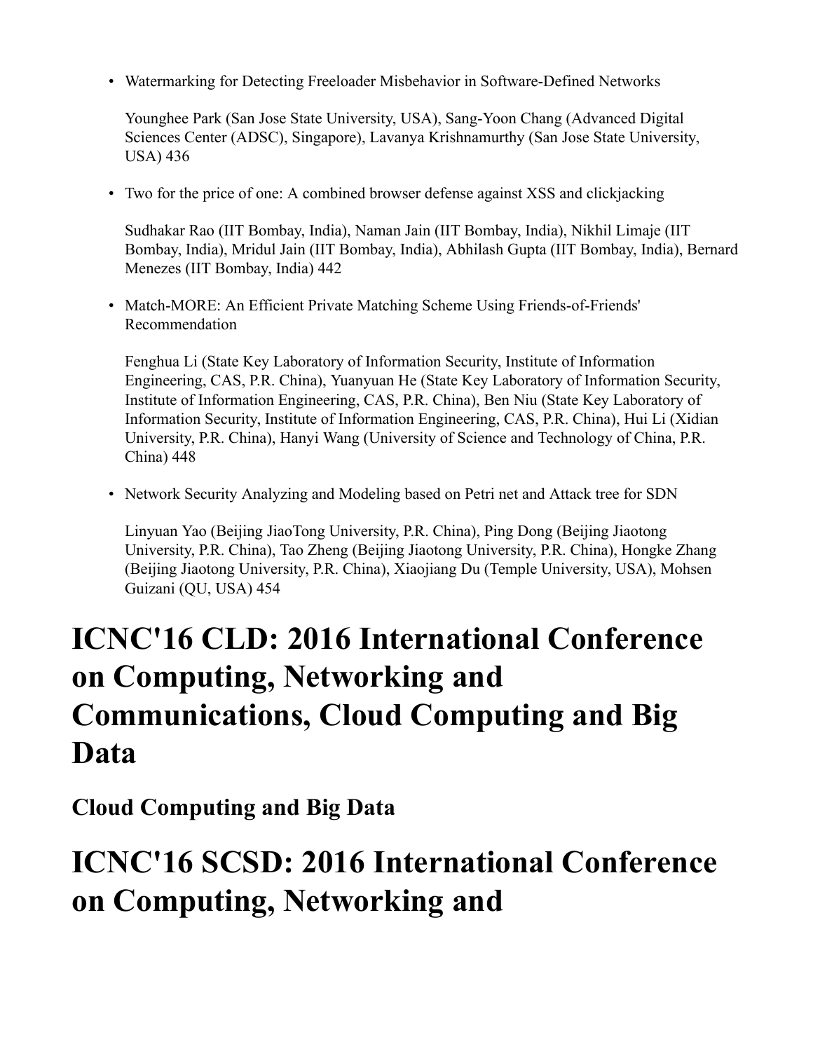- Watermarking for Detecting Freeloader Misbehavior in Software-Defined Networks

  Younghee Park (San Jose State University, USA), Sang-Yoon Chang (Advanced Digital Sciences Center (ADSC), Singapore), Lavanya Krishnamurthy (San Jose State University, USA) 436

- Two for the price of one: A combined browser defense against XSS and clickjacking

  Sudhakar Rao (IIT Bombay, India), Naman Jain (IIT Bombay, India), Nikhil Limaje (IIT Bombay, India), Mridul Jain (IIT Bombay, India), Abhilash Gupta (IIT Bombay, India), Bernard Menezes (IIT Bombay, India) 442

- Match-MORE: An Efficient Private Matching Scheme Using Friends-of-Friends' Recommendation

  Fenghua Li (State Key Laboratory of Information Security, Institute of Information Engineering, CAS, P.R. China), Yuanyuan He (State Key Laboratory of Information Security, Institute of Information Engineering, CAS, P.R. China), Ben Niu (State Key Laboratory of Information Security, Institute of Information Engineering, CAS, P.R. China), Hui Li (Xidian University, P.R. China), Hanyi Wang (University of Science and Technology of China, P.R. China) 448

- Network Security Analyzing and Modeling based on Petri net and Attack tree for SDN

  Linyuan Yao (Beijing JiaoTong University, P.R. China), Ping Dong (Beijing Jiaotong University, P.R. China), Tao Zheng (Beijing Jiaotong University, P.R. China), Hongke Zhang (Beijing Jiaotong University, P.R. China), Xiaojiang Du (Temple University, USA), Mohsen Guizani (QU, USA) 454

# ICNC'16 CLD: 2016 International Conference on Computing, Networking and Communications, Cloud Computing and Big Data

## Cloud Computing and Big Data

# ICNC'16 SCSD: 2016 International Conference on Computing, Networking and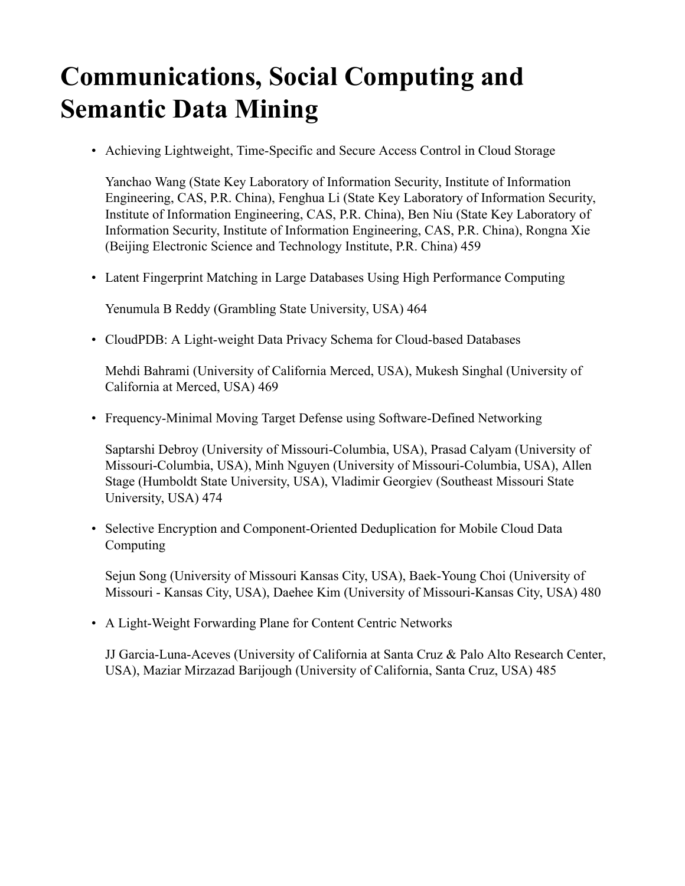# Communications, Social Computing and Semantic Data Mining

- Achieving Lightweight, Time-Specific and Secure Access Control in Cloud Storage

  Yanchao Wang (State Key Laboratory of Information Security, Institute of Information Engineering, CAS, P.R. China), Fenghua Li (State Key Laboratory of Information Security, Institute of Information Engineering, CAS, P.R. China), Ben Niu (State Key Laboratory of Information Security, Institute of Information Engineering, CAS, P.R. China), Rongna Xie (Beijing Electronic Science and Technology Institute, P.R. China) 459

- Latent Fingerprint Matching in Large Databases Using High Performance Computing

  Yenumula B Reddy (Grambling State University, USA) 464

- CloudPDB: A Light-weight Data Privacy Schema for Cloud-based Databases

  Mehdi Bahrami (University of California Merced, USA), Mukesh Singhal (University of California at Merced, USA) 469

- Frequency-Minimal Moving Target Defense using Software-Defined Networking

  Saptarshi Debroy (University of Missouri-Columbia, USA), Prasad Calyam (University of Missouri-Columbia, USA), Minh Nguyen (University of Missouri-Columbia, USA), Allen Stage (Humboldt State University, USA), Vladimir Georgiev (Southeast Missouri State University, USA) 474

- Selective Encryption and Component-Oriented Deduplication for Mobile Cloud Data Computing

  Sejun Song (University of Missouri Kansas City, USA), Baek-Young Choi (University of Missouri - Kansas City, USA), Daehee Kim (University of Missouri-Kansas City, USA) 480

- A Light-Weight Forwarding Plane for Content Centric Networks

  JJ Garcia-Luna-Aceves (University of California at Santa Cruz & Palo Alto Research Center, USA), Maziar Mirzazad Barijough (University of California, Santa Cruz, USA) 485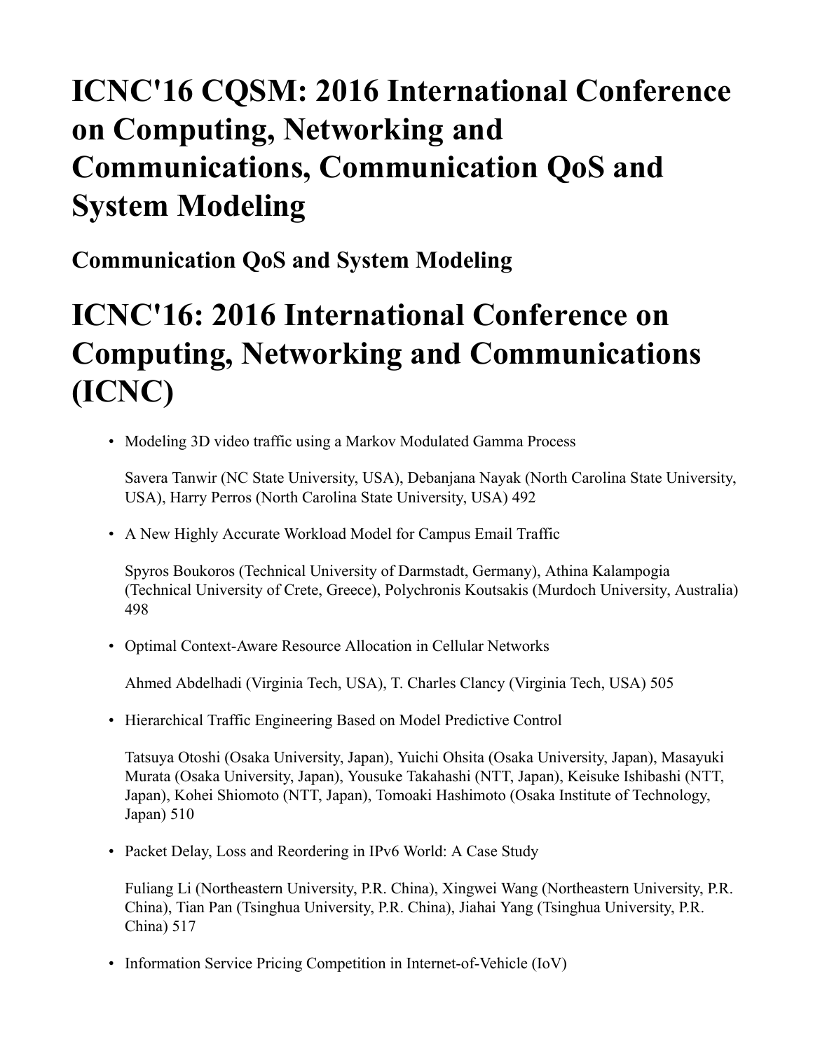# ICNC'16 CQSM: 2016 International Conference on Computing, Networking and Communications, Communication QoS and System Modeling

## Communication QoS and System Modeling

# ICNC'16: 2016 International Conference on Computing, Networking and Communications (ICNC)

- Modeling 3D video traffic using a Markov Modulated Gamma Process

  Savera Tanwir (NC State University, USA), Debanjana Nayak (North Carolina State University, USA), Harry Perros (North Carolina State University, USA) 492

- A New Highly Accurate Workload Model for Campus Email Traffic

  Spyros Boukoros (Technical University of Darmstadt, Germany), Athina Kalampogia (Technical University of Crete, Greece), Polychronis Koutsakis (Murdoch University, Australia) 498

- Optimal Context-Aware Resource Allocation in Cellular Networks

  Ahmed Abdelhadi (Virginia Tech, USA), T. Charles Clancy (Virginia Tech, USA) 505

- Hierarchical Traffic Engineering Based on Model Predictive Control

  Tatsuya Otoshi (Osaka University, Japan), Yuichi Ohsita (Osaka University, Japan), Masayuki Murata (Osaka University, Japan), Yousuke Takahashi (NTT, Japan), Keisuke Ishibashi (NTT, Japan), Kohei Shiomoto (NTT, Japan), Tomoaki Hashimoto (Osaka Institute of Technology, Japan) 510

- Packet Delay, Loss and Reordering in IPv6 World: A Case Study

  Fuliang Li (Northeastern University, P.R. China), Xingwei Wang (Northeastern University, P.R. China), Tian Pan (Tsinghua University, P.R. China), Jiahai Yang (Tsinghua University, P.R. China) 517

- Information Service Pricing Competition in Internet-of-Vehicle (IoV)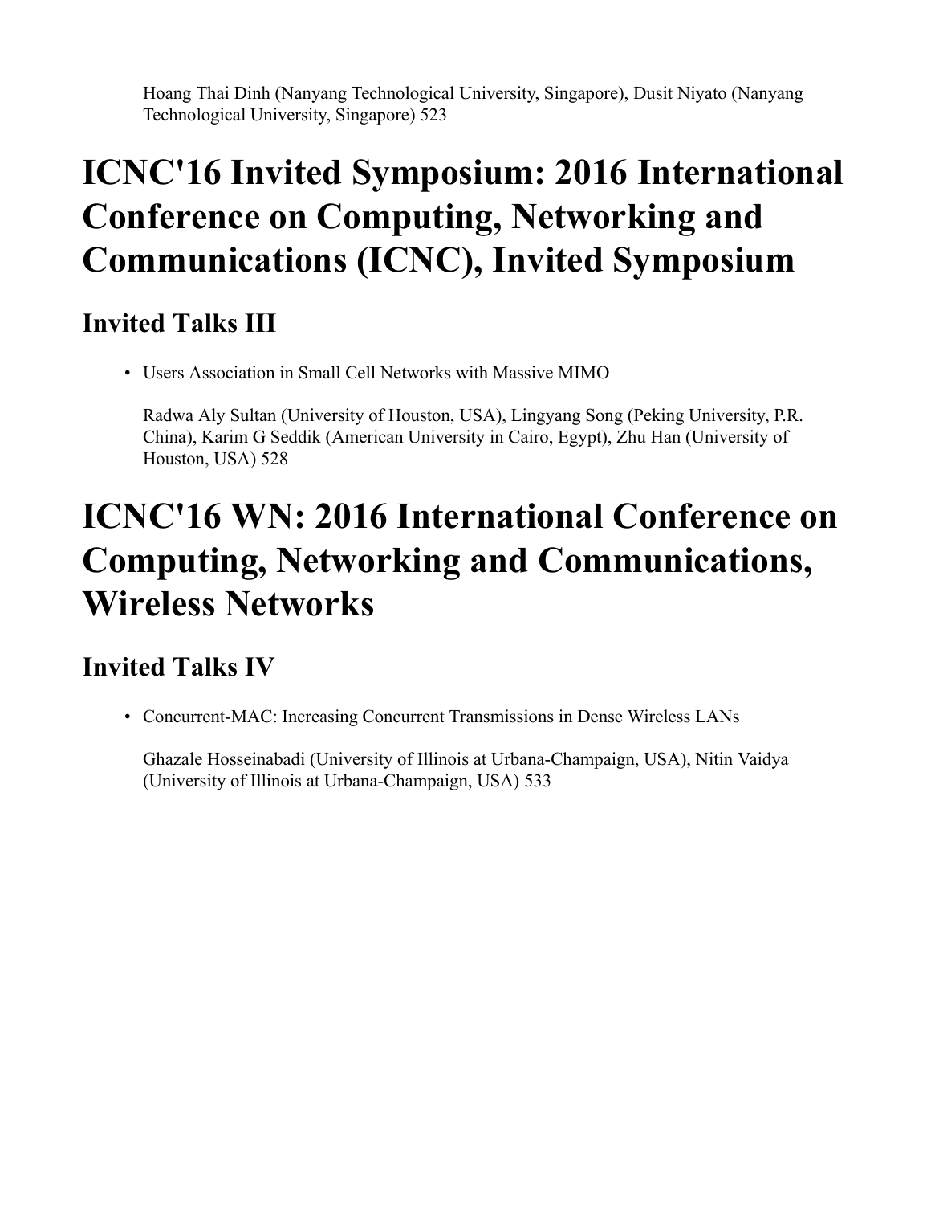Hoang Thai Dinh (Nanyang Technological University, Singapore), Dusit Niyato (Nanyang Technological University, Singapore) 523

# ICNC'16 Invited Symposium: 2016 International Conference on Computing, Networking and Communications (ICNC), Invited Symposium

## Invited Talks III

- Users Association in Small Cell Networks with Massive MIMO

  Radwa Aly Sultan (University of Houston, USA), Lingyang Song (Peking University, P.R. China), Karim G Seddik (American University in Cairo, Egypt), Zhu Han (University of Houston, USA) 528

# ICNC'16 WN: 2016 International Conference on Computing, Networking and Communications, Wireless Networks

## Invited Talks IV

- Concurrent-MAC: Increasing Concurrent Transmissions in Dense Wireless LANs

  Ghazale Hosseinabadi (University of Illinois at Urbana-Champaign, USA), Nitin Vaidya (University of Illinois at Urbana-Champaign, USA) 533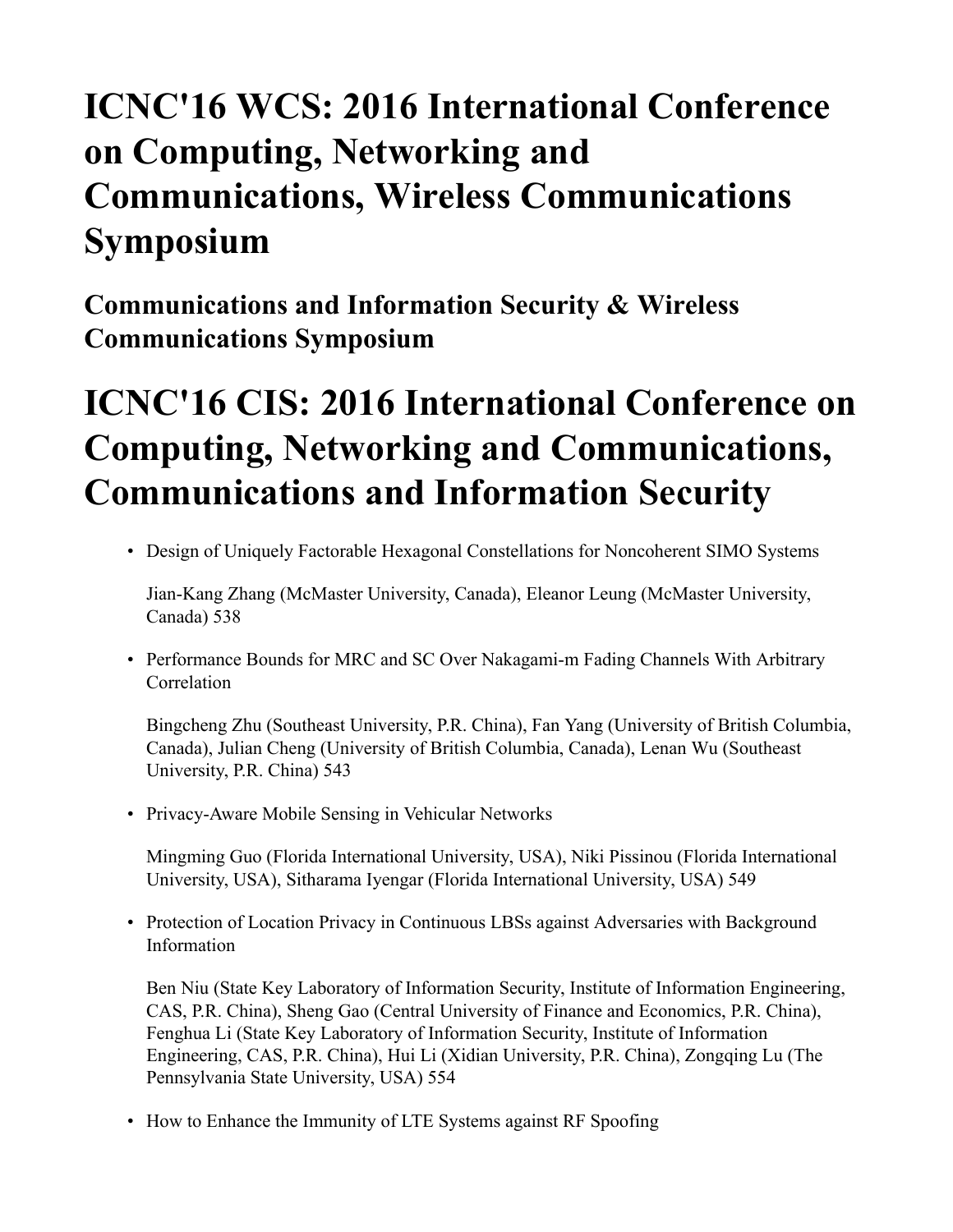# ICNC'16 WCS: 2016 International Conference on Computing, Networking and Communications, Wireless Communications Symposium

## Communications and Information Security & Wireless Communications Symposium

# ICNC'16 CIS: 2016 International Conference on Computing, Networking and Communications, Communications and Information Security

- Design of Uniquely Factorable Hexagonal Constellations for Noncoherent SIMO Systems

  Jian-Kang Zhang (McMaster University, Canada), Eleanor Leung (McMaster University, Canada) 538

- Performance Bounds for MRC and SC Over Nakagami-m Fading Channels With Arbitrary Correlation

  Bingcheng Zhu (Southeast University, P.R. China), Fan Yang (University of British Columbia, Canada), Julian Cheng (University of British Columbia, Canada), Lenan Wu (Southeast University, P.R. China) 543

- Privacy-Aware Mobile Sensing in Vehicular Networks

  Mingming Guo (Florida International University, USA), Niki Pissinou (Florida International University, USA), Sitharama Iyengar (Florida International University, USA) 549

- Protection of Location Privacy in Continuous LBSs against Adversaries with Background Information

  Ben Niu (State Key Laboratory of Information Security, Institute of Information Engineering, CAS, P.R. China), Sheng Gao (Central University of Finance and Economics, P.R. China), Fenghua Li (State Key Laboratory of Information Security, Institute of Information Engineering, CAS, P.R. China), Hui Li (Xidian University, P.R. China), Zongqing Lu (The Pennsylvania State University, USA) 554

- How to Enhance the Immunity of LTE Systems against RF Spoofing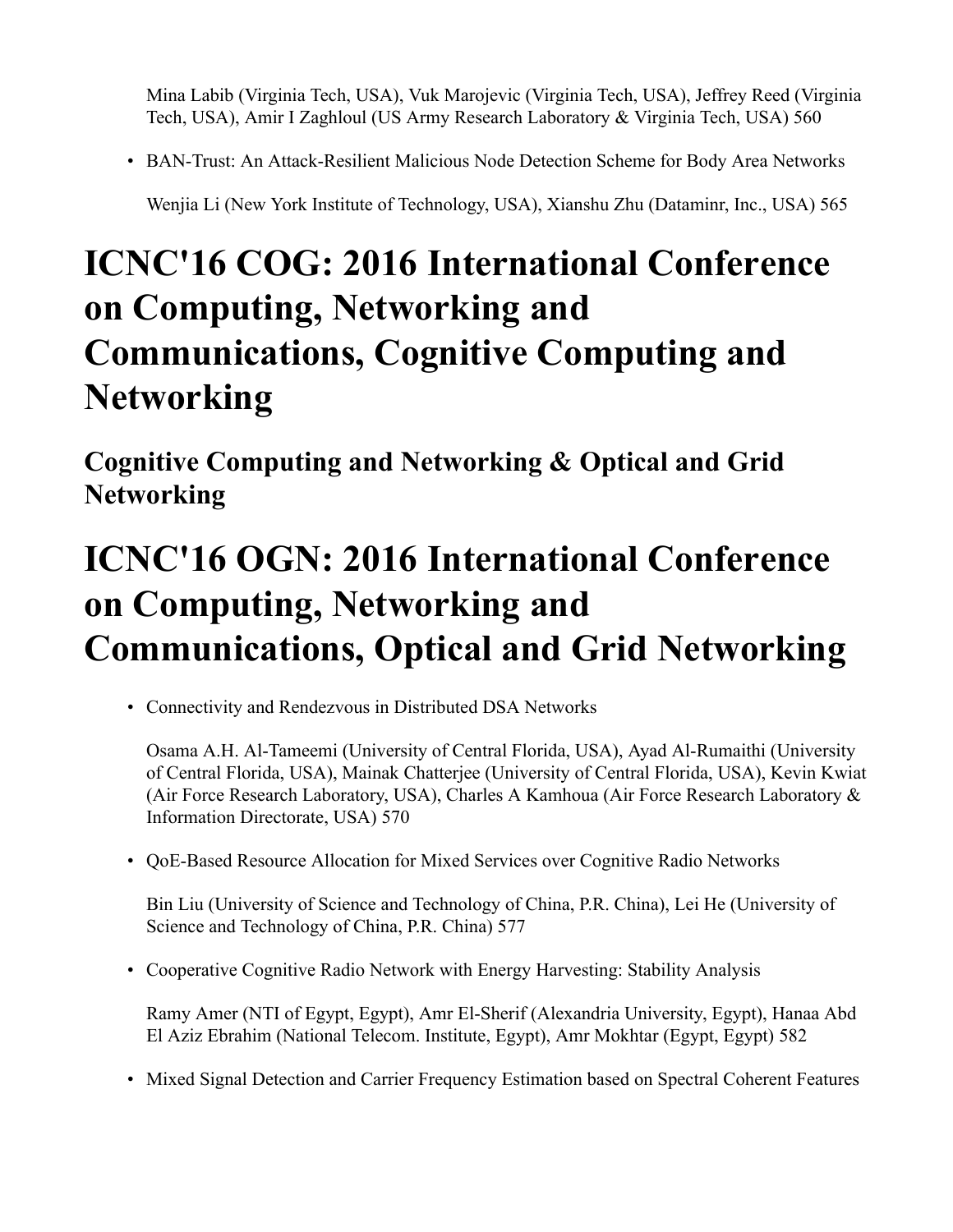Mina Labib (Virginia Tech, USA), Vuk Marojevic (Virginia Tech, USA), Jeffrey Reed (Virginia Tech, USA), Amir I Zaghloul (US Army Research Laboratory & Virginia Tech, USA) 560

- BAN-Trust: An Attack-Resilient Malicious Node Detection Scheme for Body Area Networks

  Wenjia Li (New York Institute of Technology, USA), Xianshu Zhu (Dataminr, Inc., USA) 565

# ICNC'16 COG: 2016 International Conference on Computing, Networking and Communications, Cognitive Computing and Networking

## Cognitive Computing and Networking & Optical and Grid Networking

# ICNC'16 OGN: 2016 International Conference on Computing, Networking and Communications, Optical and Grid Networking

- Connectivity and Rendezvous in Distributed DSA Networks

  Osama A.H. Al-Tameemi (University of Central Florida, USA), Ayad Al-Rumaithi (University of Central Florida, USA), Mainak Chatterjee (University of Central Florida, USA), Kevin Kwiat (Air Force Research Laboratory, USA), Charles A Kamhoua (Air Force Research Laboratory & Information Directorate, USA) 570

- QoE-Based Resource Allocation for Mixed Services over Cognitive Radio Networks

  Bin Liu (University of Science and Technology of China, P.R. China), Lei He (University of Science and Technology of China, P.R. China) 577

- Cooperative Cognitive Radio Network with Energy Harvesting: Stability Analysis

  Ramy Amer (NTI of Egypt, Egypt), Amr El-Sherif (Alexandria University, Egypt), Hanaa Abd El Aziz Ebrahim (National Telecom. Institute, Egypt), Amr Mokhtar (Egypt, Egypt) 582

- Mixed Signal Detection and Carrier Frequency Estimation based on Spectral Coherent Features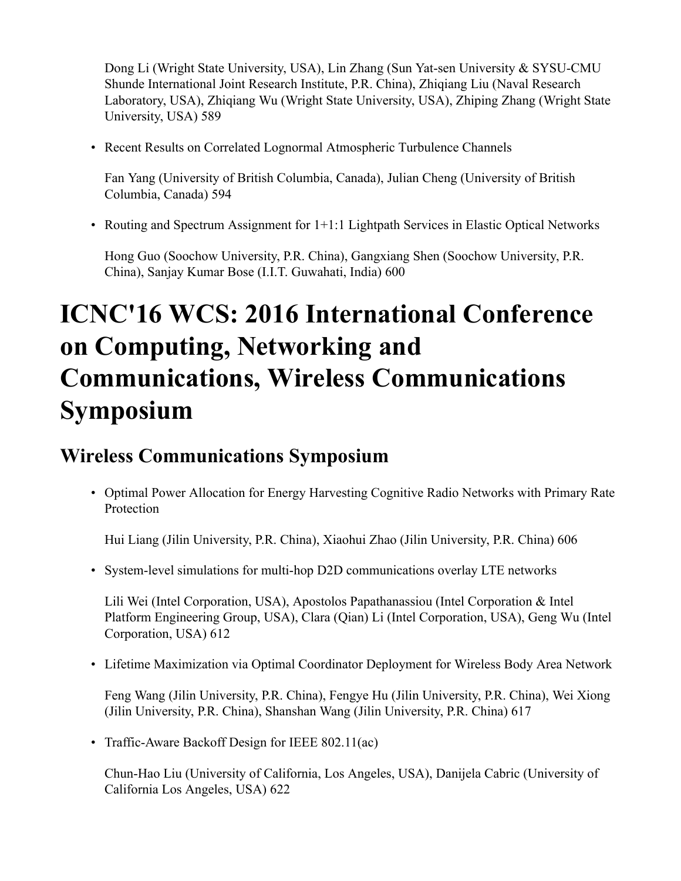Dong Li (Wright State University, USA), Lin Zhang (Sun Yat-sen University & SYSU-CMU Shunde International Joint Research Institute, P.R. China), Zhiqiang Liu (Naval Research Laboratory, USA), Zhiqiang Wu (Wright State University, USA), Zhiping Zhang (Wright State University, USA) 589

- Recent Results on Correlated Lognormal Atmospheric Turbulence Channels

  Fan Yang (University of British Columbia, Canada), Julian Cheng (University of British Columbia, Canada) 594

- Routing and Spectrum Assignment for 1+1:1 Lightpath Services in Elastic Optical Networks

  Hong Guo (Soochow University, P.R. China), Gangxiang Shen (Soochow University, P.R. China), Sanjay Kumar Bose (I.I.T. Guwahati, India) 600

# ICNC'16 WCS: 2016 International Conference on Computing, Networking and Communications, Wireless Communications Symposium

## Wireless Communications Symposium

- Optimal Power Allocation for Energy Harvesting Cognitive Radio Networks with Primary Rate Protection

  Hui Liang (Jilin University, P.R. China), Xiaohui Zhao (Jilin University, P.R. China) 606

- System-level simulations for multi-hop D2D communications overlay LTE networks

  Lili Wei (Intel Corporation, USA), Apostolos Papathanassiou (Intel Corporation & Intel Platform Engineering Group, USA), Clara (Qian) Li (Intel Corporation, USA), Geng Wu (Intel Corporation, USA) 612

- Lifetime Maximization via Optimal Coordinator Deployment for Wireless Body Area Network

  Feng Wang (Jilin University, P.R. China), Fengye Hu (Jilin University, P.R. China), Wei Xiong (Jilin University, P.R. China), Shanshan Wang (Jilin University, P.R. China) 617

- Traffic-Aware Backoff Design for IEEE 802.11(ac)

  Chun-Hao Liu (University of California, Los Angeles, USA), Danijela Cabric (University of California Los Angeles, USA) 622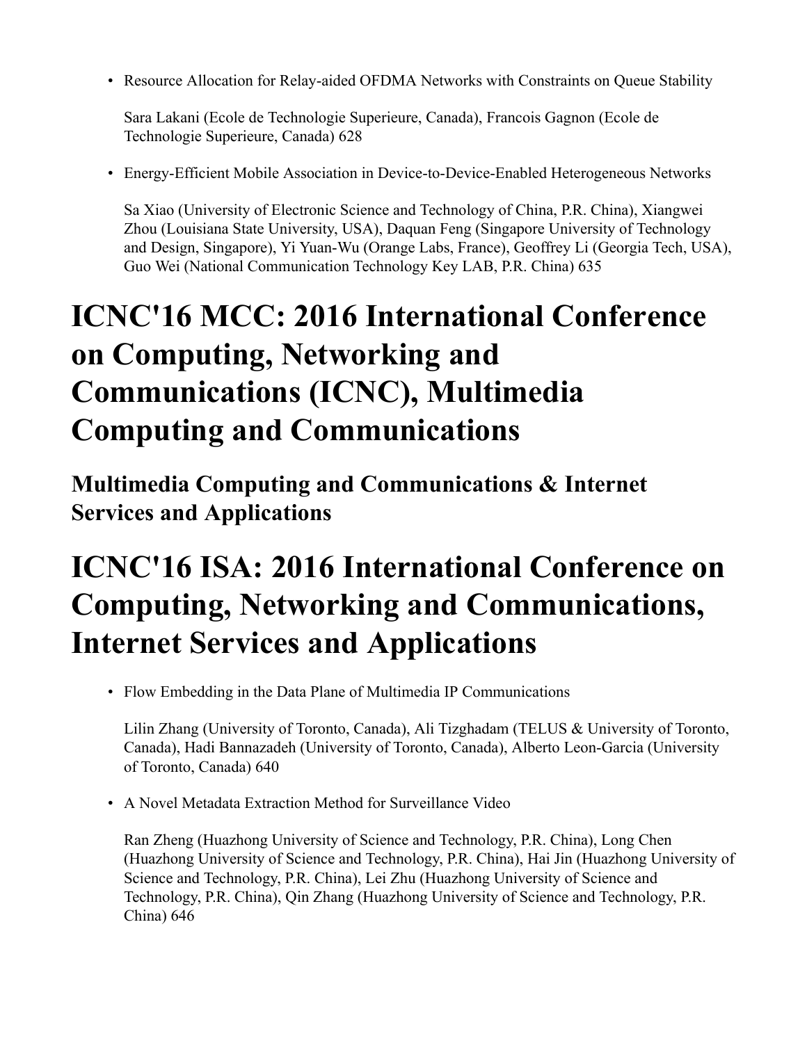- Resource Allocation for Relay-aided OFDMA Networks with Constraints on Queue Stability

  Sara Lakani (Ecole de Technologie Superieure, Canada), Francois Gagnon (Ecole de Technologie Superieure, Canada) 628

- Energy-Efficient Mobile Association in Device-to-Device-Enabled Heterogeneous Networks

  Sa Xiao (University of Electronic Science and Technology of China, P.R. China), Xiangwei Zhou (Louisiana State University, USA), Daquan Feng (Singapore University of Technology and Design, Singapore), Yi Yuan-Wu (Orange Labs, France), Geoffrey Li (Georgia Tech, USA), Guo Wei (National Communication Technology Key LAB, P.R. China) 635

# ICNC'16 MCC: 2016 International Conference on Computing, Networking and Communications (ICNC), Multimedia Computing and Communications

## Multimedia Computing and Communications & Internet Services and Applications

# ICNC'16 ISA: 2016 International Conference on Computing, Networking and Communications, Internet Services and Applications

- Flow Embedding in the Data Plane of Multimedia IP Communications

  Lilin Zhang (University of Toronto, Canada), Ali Tizghadam (TELUS & University of Toronto, Canada), Hadi Bannazadeh (University of Toronto, Canada), Alberto Leon-Garcia (University of Toronto, Canada) 640

- A Novel Metadata Extraction Method for Surveillance Video

  Ran Zheng (Huazhong University of Science and Technology, P.R. China), Long Chen (Huazhong University of Science and Technology, P.R. China), Hai Jin (Huazhong University of Science and Technology, P.R. China), Lei Zhu (Huazhong University of Science and Technology, P.R. China), Qin Zhang (Huazhong University of Science and Technology, P.R. China) 646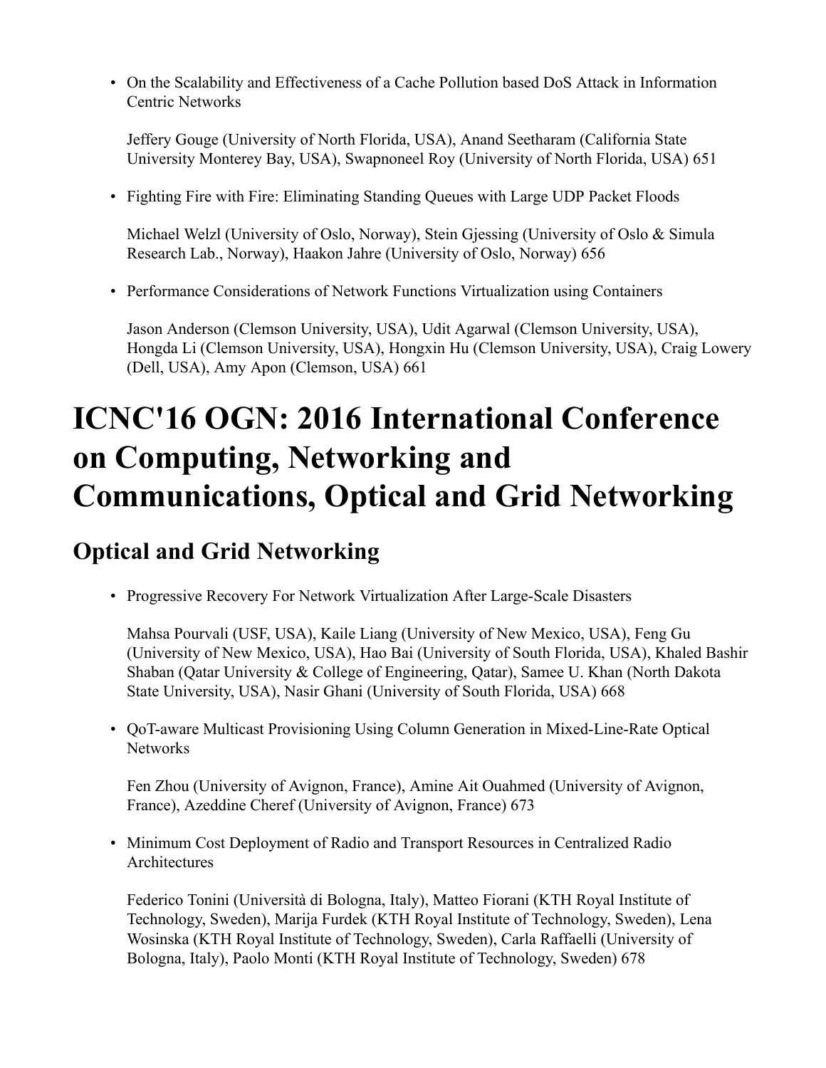- On the Scalability and Effectiveness of a Cache Pollution based DoS Attack in Information Centric Networks

  Jeffery Gouge (University of North Florida, USA), Anand Seetharam (California State University Monterey Bay, USA), Swapnoneel Roy (University of North Florida, USA) 651

- Fighting Fire with Fire: Eliminating Standing Queues with Large UDP Packet Floods

  Michael Welzl (University of Oslo, Norway), Stein Gjessing (University of Oslo & Simula Research Lab., Norway), Haakon Jahre (University of Oslo, Norway) 656

- Performance Considerations of Network Functions Virtualization using Containers

  Jason Anderson (Clemson University, USA), Udit Agarwal (Clemson University, USA), Hongda Li (Clemson University, USA), Hongxin Hu (Clemson University, USA), Craig Lowery (Dell, USA), Amy Apon (Clemson, USA) 661

# ICNC'16 OGN: 2016 International Conference on Computing, Networking and Communications, Optical and Grid Networking

## Optical and Grid Networking

- Progressive Recovery For Network Virtualization After Large-Scale Disasters

  Mahsa Pourvali (USF, USA), Kaile Liang (University of New Mexico, USA), Feng Gu (University of New Mexico, USA), Hao Bai (University of South Florida, USA), Khaled Bashir Shaban (Qatar University & College of Engineering, Qatar), Samee U. Khan (North Dakota State University, USA), Nasir Ghani (University of South Florida, USA) 668

- QoT-aware Multicast Provisioning Using Column Generation in Mixed-Line-Rate Optical Networks

  Fen Zhou (University of Avignon, France), Amine Ait Ouahmed (University of Avignon, France), Azeddine Cheref (University of Avignon, France) 673

- Minimum Cost Deployment of Radio and Transport Resources in Centralized Radio Architectures

  Federico Tonini (Università di Bologna, Italy), Matteo Fiorani (KTH Royal Institute of Technology, Sweden), Marija Furdek (KTH Royal Institute of Technology, Sweden), Lena Wosinska (KTH Royal Institute of Technology, Sweden), Carla Raffaelli (University of Bologna, Italy), Paolo Monti (KTH Royal Institute of Technology, Sweden) 678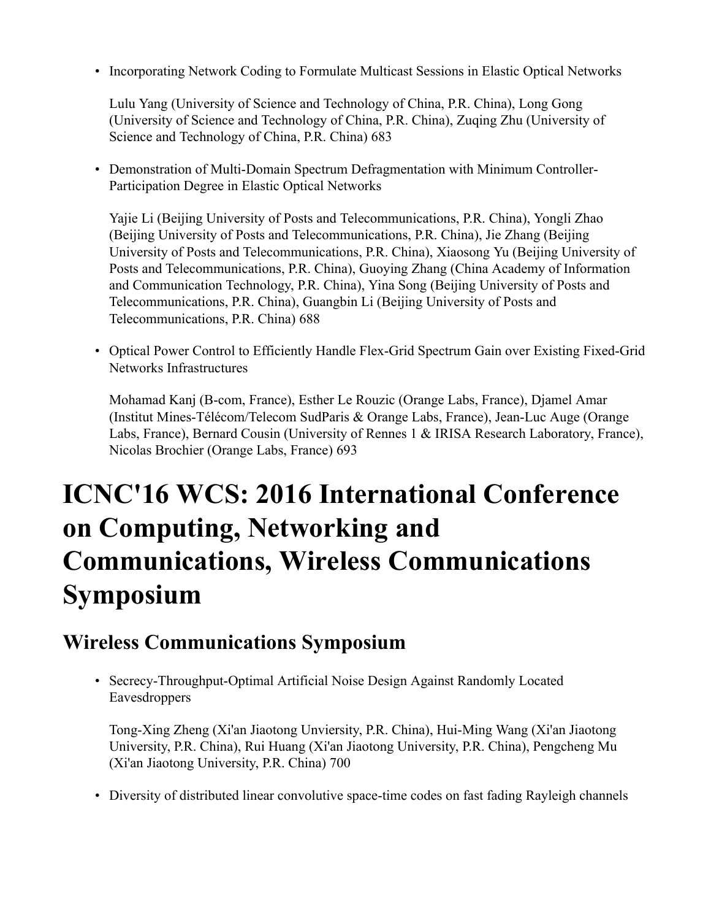- Incorporating Network Coding to Formulate Multicast Sessions in Elastic Optical Networks

  Lulu Yang (University of Science and Technology of China, P.R. China), Long Gong (University of Science and Technology of China, P.R. China), Zuqing Zhu (University of Science and Technology of China, P.R. China) 683

- Demonstration of Multi-Domain Spectrum Defragmentation with Minimum Controller-Participation Degree in Elastic Optical Networks

  Yajie Li (Beijing University of Posts and Telecommunications, P.R. China), Yongli Zhao (Beijing University of Posts and Telecommunications, P.R. China), Jie Zhang (Beijing University of Posts and Telecommunications, P.R. China), Xiaosong Yu (Beijing University of Posts and Telecommunications, P.R. China), Guoying Zhang (China Academy of Information and Communication Technology, P.R. China), Yina Song (Beijing University of Posts and Telecommunications, P.R. China), Guangbin Li (Beijing University of Posts and Telecommunications, P.R. China) 688

- Optical Power Control to Efficiently Handle Flex-Grid Spectrum Gain over Existing Fixed-Grid Networks Infrastructures

  Mohamad Kanj (B-com, France), Esther Le Rouzic (Orange Labs, France), Djamel Amar (Institut Mines-Télécom/Telecom SudParis & Orange Labs, France), Jean-Luc Auge (Orange Labs, France), Bernard Cousin (University of Rennes 1 & IRISA Research Laboratory, France), Nicolas Brochier (Orange Labs, France) 693

# ICNC'16 WCS: 2016 International Conference on Computing, Networking and Communications, Wireless Communications Symposium

## Wireless Communications Symposium

- Secrecy-Throughput-Optimal Artificial Noise Design Against Randomly Located Eavesdroppers

  Tong-Xing Zheng (Xi'an Jiaotong Unviersity, P.R. China), Hui-Ming Wang (Xi'an Jiaotong University, P.R. China), Rui Huang (Xi'an Jiaotong University, P.R. China), Pengcheng Mu (Xi'an Jiaotong University, P.R. China) 700

- Diversity of distributed linear convolutive space-time codes on fast fading Rayleigh channels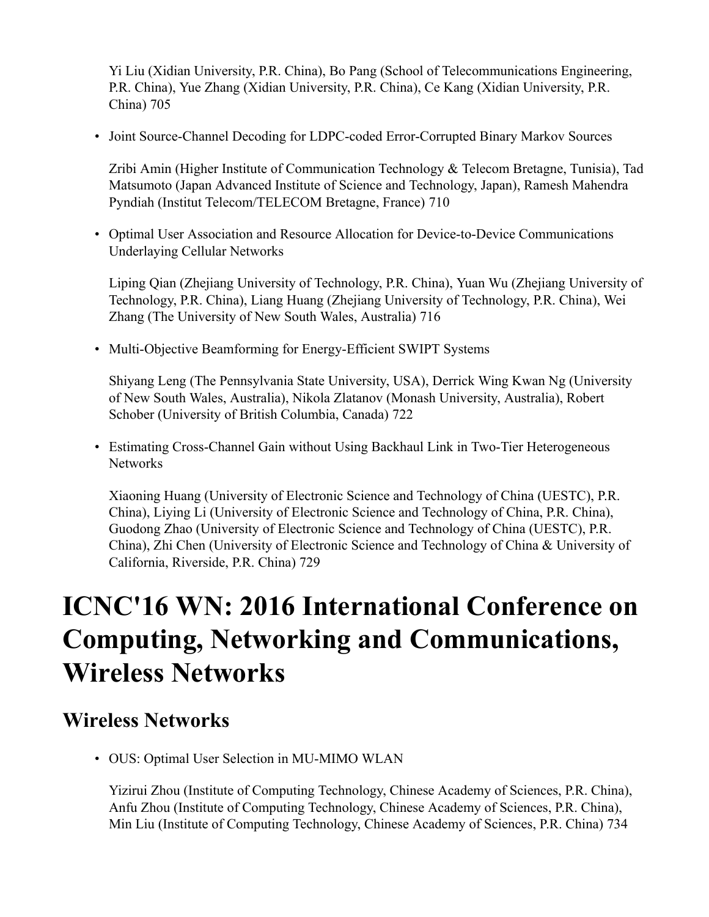Yi Liu (Xidian University, P.R. China), Bo Pang (School of Telecommunications Engineering, P.R. China), Yue Zhang (Xidian University, P.R. China), Ce Kang (Xidian University, P.R. China) 705

- Joint Source-Channel Decoding for LDPC-coded Error-Corrupted Binary Markov Sources

  Zribi Amin (Higher Institute of Communication Technology & Telecom Bretagne, Tunisia), Tad Matsumoto (Japan Advanced Institute of Science and Technology, Japan), Ramesh Mahendra Pyndiah (Institut Telecom/TELECOM Bretagne, France) 710

- Optimal User Association and Resource Allocation for Device-to-Device Communications Underlaying Cellular Networks

  Liping Qian (Zhejiang University of Technology, P.R. China), Yuan Wu (Zhejiang University of Technology, P.R. China), Liang Huang (Zhejiang University of Technology, P.R. China), Wei Zhang (The University of New South Wales, Australia) 716

- Multi-Objective Beamforming for Energy-Efficient SWIPT Systems

  Shiyang Leng (The Pennsylvania State University, USA), Derrick Wing Kwan Ng (University of New South Wales, Australia), Nikola Zlatanov (Monash University, Australia), Robert Schober (University of British Columbia, Canada) 722

- Estimating Cross-Channel Gain without Using Backhaul Link in Two-Tier Heterogeneous Networks

  Xiaoning Huang (University of Electronic Science and Technology of China (UESTC), P.R. China), Liying Li (University of Electronic Science and Technology of China, P.R. China), Guodong Zhao (University of Electronic Science and Technology of China (UESTC), P.R. China), Zhi Chen (University of Electronic Science and Technology of China & University of California, Riverside, P.R. China) 729

# ICNC'16 WN: 2016 International Conference on Computing, Networking and Communications, Wireless Networks

## Wireless Networks

- OUS: Optimal User Selection in MU-MIMO WLAN

  Yizirui Zhou (Institute of Computing Technology, Chinese Academy of Sciences, P.R. China), Anfu Zhou (Institute of Computing Technology, Chinese Academy of Sciences, P.R. China), Min Liu (Institute of Computing Technology, Chinese Academy of Sciences, P.R. China) 734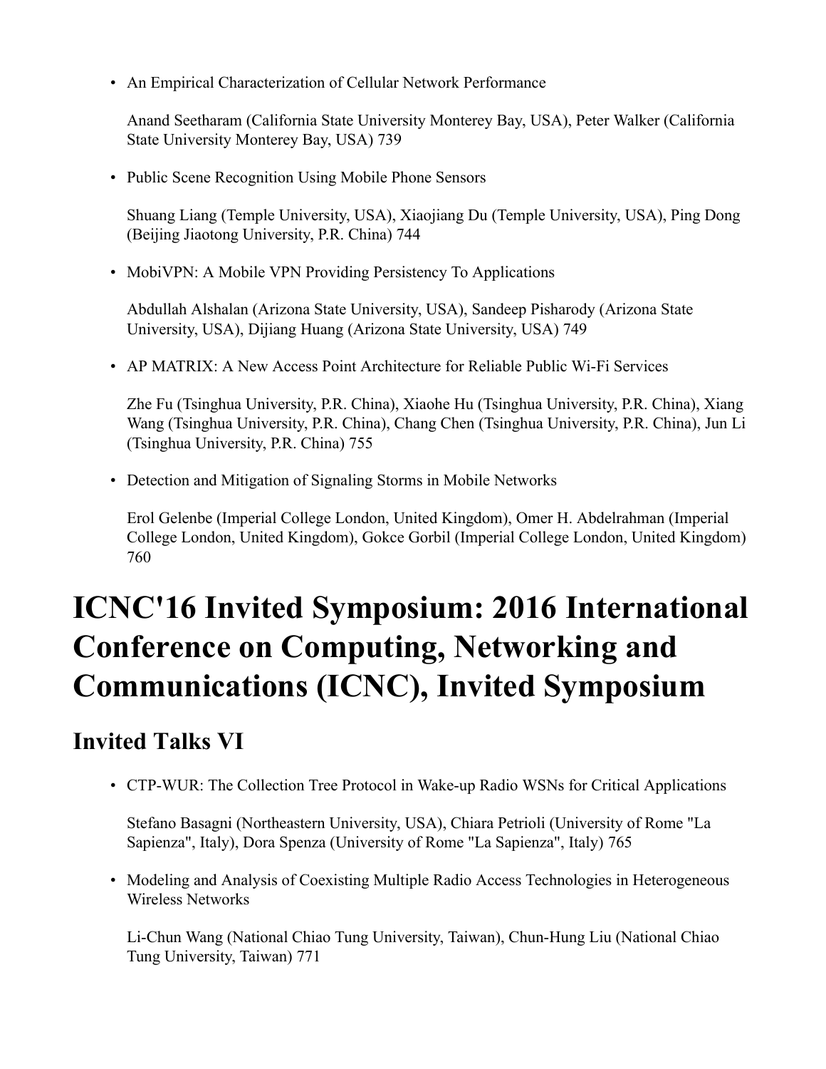- An Empirical Characterization of Cellular Network Performance

  Anand Seetharam (California State University Monterey Bay, USA), Peter Walker (California State University Monterey Bay, USA) 739

- Public Scene Recognition Using Mobile Phone Sensors

  Shuang Liang (Temple University, USA), Xiaojiang Du (Temple University, USA), Ping Dong (Beijing Jiaotong University, P.R. China) 744

- MobiVPN: A Mobile VPN Providing Persistency To Applications

  Abdullah Alshalan (Arizona State University, USA), Sandeep Pisharody (Arizona State University, USA), Dijiang Huang (Arizona State University, USA) 749

- AP MATRIX: A New Access Point Architecture for Reliable Public Wi-Fi Services

  Zhe Fu (Tsinghua University, P.R. China), Xiaohe Hu (Tsinghua University, P.R. China), Xiang Wang (Tsinghua University, P.R. China), Chang Chen (Tsinghua University, P.R. China), Jun Li (Tsinghua University, P.R. China) 755

- Detection and Mitigation of Signaling Storms in Mobile Networks

  Erol Gelenbe (Imperial College London, United Kingdom), Omer H. Abdelrahman (Imperial College London, United Kingdom), Gokce Gorbil (Imperial College London, United Kingdom) 760

# ICNC'16 Invited Symposium: 2016 International Conference on Computing, Networking and Communications (ICNC), Invited Symposium

## Invited Talks VI

- CTP-WUR: The Collection Tree Protocol in Wake-up Radio WSNs for Critical Applications

  Stefano Basagni (Northeastern University, USA), Chiara Petrioli (University of Rome "La Sapienza", Italy), Dora Spenza (University of Rome "La Sapienza", Italy) 765

- Modeling and Analysis of Coexisting Multiple Radio Access Technologies in Heterogeneous Wireless Networks

  Li-Chun Wang (National Chiao Tung University, Taiwan), Chun-Hung Liu (National Chiao Tung University, Taiwan) 771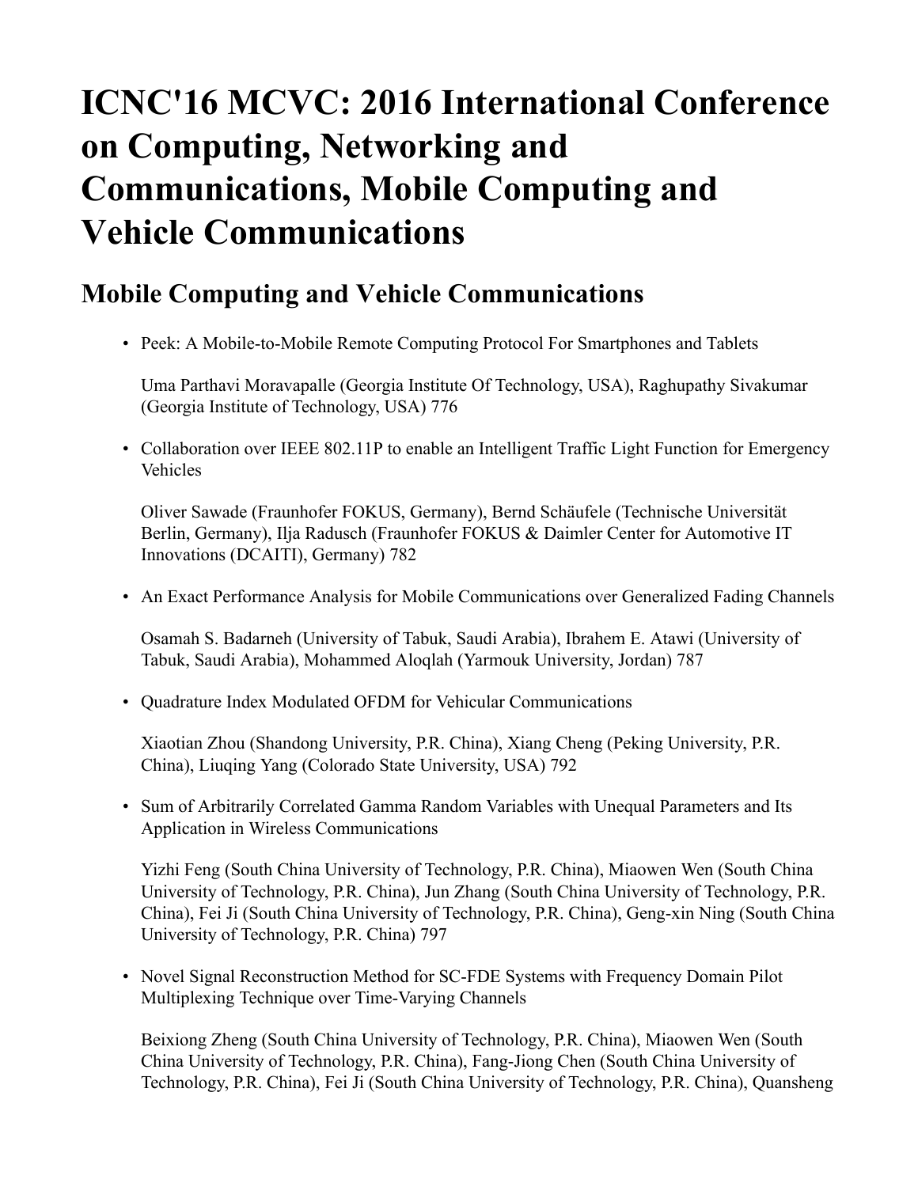# ICNC'16 MCVC: 2016 International Conference on Computing, Networking and Communications, Mobile Computing and Vehicle Communications

## Mobile Computing and Vehicle Communications

- Peek: A Mobile-to-Mobile Remote Computing Protocol For Smartphones and Tablets

  Uma Parthavi Moravapalle (Georgia Institute Of Technology, USA), Raghupathy Sivakumar (Georgia Institute of Technology, USA) 776

- Collaboration over IEEE 802.11P to enable an Intelligent Traffic Light Function for Emergency Vehicles

  Oliver Sawade (Fraunhofer FOKUS, Germany), Bernd Schäufele (Technische Universität Berlin, Germany), Ilja Radusch (Fraunhofer FOKUS & Daimler Center for Automotive IT Innovations (DCAITI), Germany) 782

- An Exact Performance Analysis for Mobile Communications over Generalized Fading Channels

  Osamah S. Badarneh (University of Tabuk, Saudi Arabia), Ibrahem E. Atawi (University of Tabuk, Saudi Arabia), Mohammed Aloqlah (Yarmouk University, Jordan) 787

- Quadrature Index Modulated OFDM for Vehicular Communications

  Xiaotian Zhou (Shandong University, P.R. China), Xiang Cheng (Peking University, P.R. China), Liuqing Yang (Colorado State University, USA) 792

- Sum of Arbitrarily Correlated Gamma Random Variables with Unequal Parameters and Its Application in Wireless Communications

  Yizhi Feng (South China University of Technology, P.R. China), Miaowen Wen (South China University of Technology, P.R. China), Jun Zhang (South China University of Technology, P.R. China), Fei Ji (South China University of Technology, P.R. China), Geng-xin Ning (South China University of Technology, P.R. China) 797

- Novel Signal Reconstruction Method for SC-FDE Systems with Frequency Domain Pilot Multiplexing Technique over Time-Varying Channels

  Beixiong Zheng (South China University of Technology, P.R. China), Miaowen Wen (South China University of Technology, P.R. China), Fang-Jiong Chen (South China University of Technology, P.R. China), Fei Ji (South China University of Technology, P.R. China), Quansheng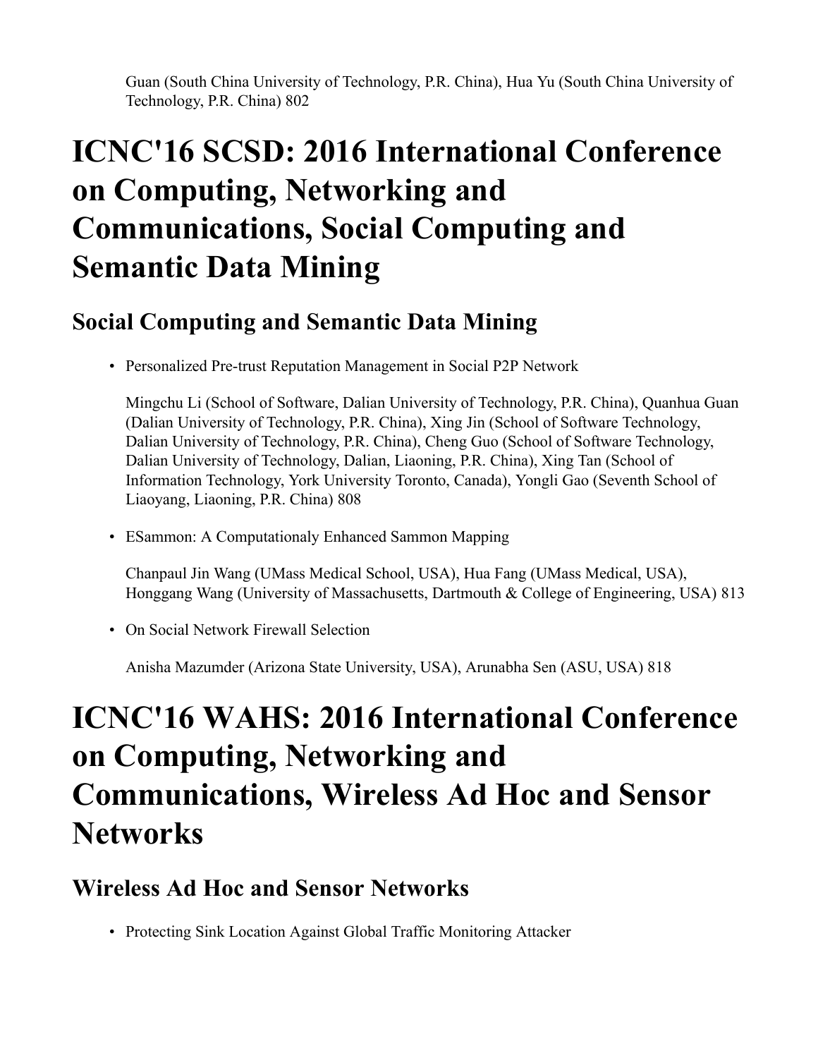Guan (South China University of Technology, P.R. China), Hua Yu (South China University of Technology, P.R. China) 802

# ICNC'16 SCSD: 2016 International Conference on Computing, Networking and Communications, Social Computing and Semantic Data Mining

## Social Computing and Semantic Data Mining

- Personalized Pre-trust Reputation Management in Social P2P Network

  Mingchu Li (School of Software, Dalian University of Technology, P.R. China), Quanhua Guan (Dalian University of Technology, P.R. China), Xing Jin (School of Software Technology, Dalian University of Technology, P.R. China), Cheng Guo (School of Software Technology, Dalian University of Technology, Dalian, Liaoning, P.R. China), Xing Tan (School of Information Technology, York University Toronto, Canada), Yongli Gao (Seventh School of Liaoyang, Liaoning, P.R. China) 808

- ESammon: A Computationaly Enhanced Sammon Mapping

  Chanpaul Jin Wang (UMass Medical School, USA), Hua Fang (UMass Medical, USA), Honggang Wang (University of Massachusetts, Dartmouth & College of Engineering, USA) 813

- On Social Network Firewall Selection

  Anisha Mazumder (Arizona State University, USA), Arunabha Sen (ASU, USA) 818

# ICNC'16 WAHS: 2016 International Conference on Computing, Networking and Communications, Wireless Ad Hoc and Sensor Networks

## Wireless Ad Hoc and Sensor Networks

- Protecting Sink Location Against Global Traffic Monitoring Attacker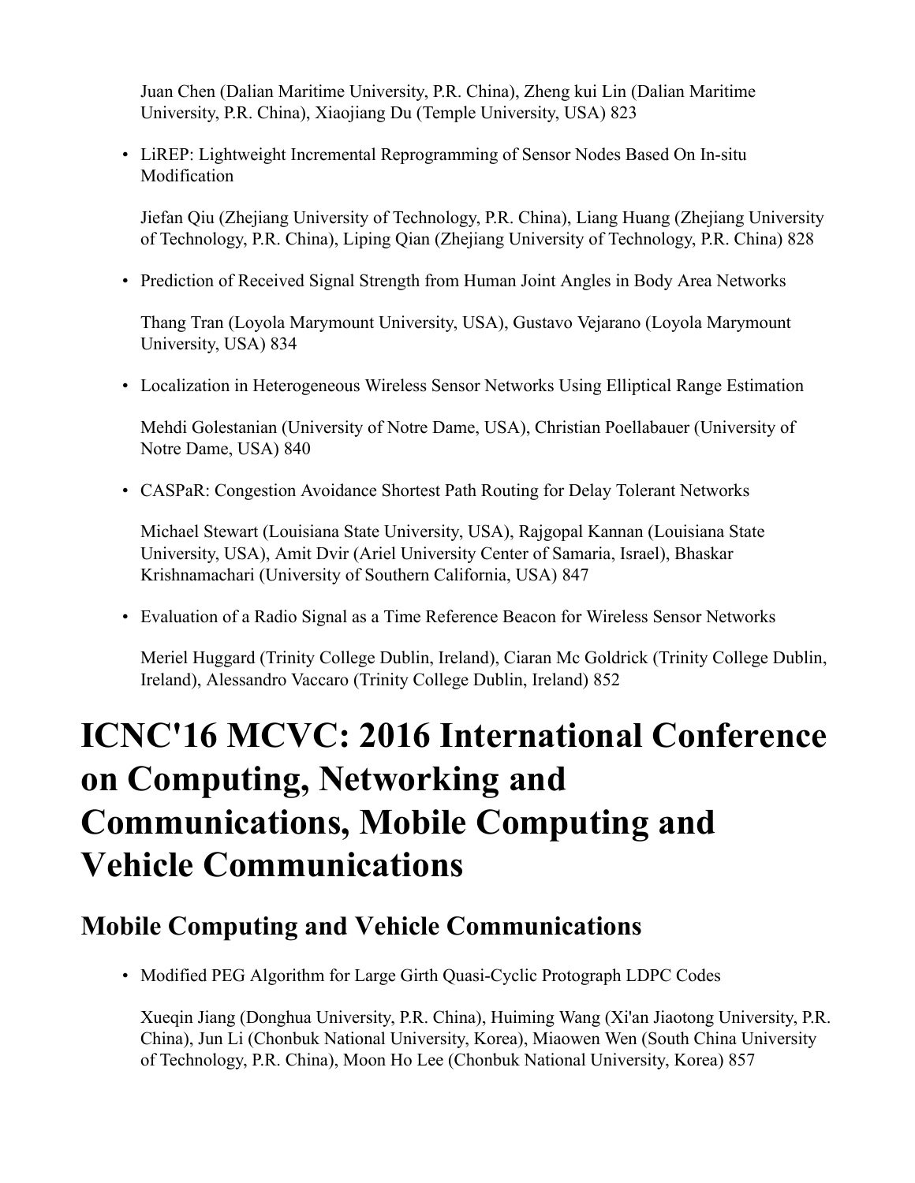Juan Chen (Dalian Maritime University, P.R. China), Zheng kui Lin (Dalian Maritime University, P.R. China), Xiaojiang Du (Temple University, USA) 823

- LiREP: Lightweight Incremental Reprogramming of Sensor Nodes Based On In-situ Modification

  Jiefan Qiu (Zhejiang University of Technology, P.R. China), Liang Huang (Zhejiang University of Technology, P.R. China), Liping Qian (Zhejiang University of Technology, P.R. China) 828

- Prediction of Received Signal Strength from Human Joint Angles in Body Area Networks

  Thang Tran (Loyola Marymount University, USA), Gustavo Vejarano (Loyola Marymount University, USA) 834

- Localization in Heterogeneous Wireless Sensor Networks Using Elliptical Range Estimation

  Mehdi Golestanian (University of Notre Dame, USA), Christian Poellabauer (University of Notre Dame, USA) 840

- CASPaR: Congestion Avoidance Shortest Path Routing for Delay Tolerant Networks

  Michael Stewart (Louisiana State University, USA), Rajgopal Kannan (Louisiana State University, USA), Amit Dvir (Ariel University Center of Samaria, Israel), Bhaskar Krishnamachari (University of Southern California, USA) 847

- Evaluation of a Radio Signal as a Time Reference Beacon for Wireless Sensor Networks

  Meriel Huggard (Trinity College Dublin, Ireland), Ciaran Mc Goldrick (Trinity College Dublin, Ireland), Alessandro Vaccaro (Trinity College Dublin, Ireland) 852

# ICNC'16 MCVC: 2016 International Conference on Computing, Networking and Communications, Mobile Computing and Vehicle Communications

## Mobile Computing and Vehicle Communications

- Modified PEG Algorithm for Large Girth Quasi-Cyclic Protograph LDPC Codes

  Xueqin Jiang (Donghua University, P.R. China), Huiming Wang (Xi'an Jiaotong University, P.R. China), Jun Li (Chonbuk National University, Korea), Miaowen Wen (South China University of Technology, P.R. China), Moon Ho Lee (Chonbuk National University, Korea) 857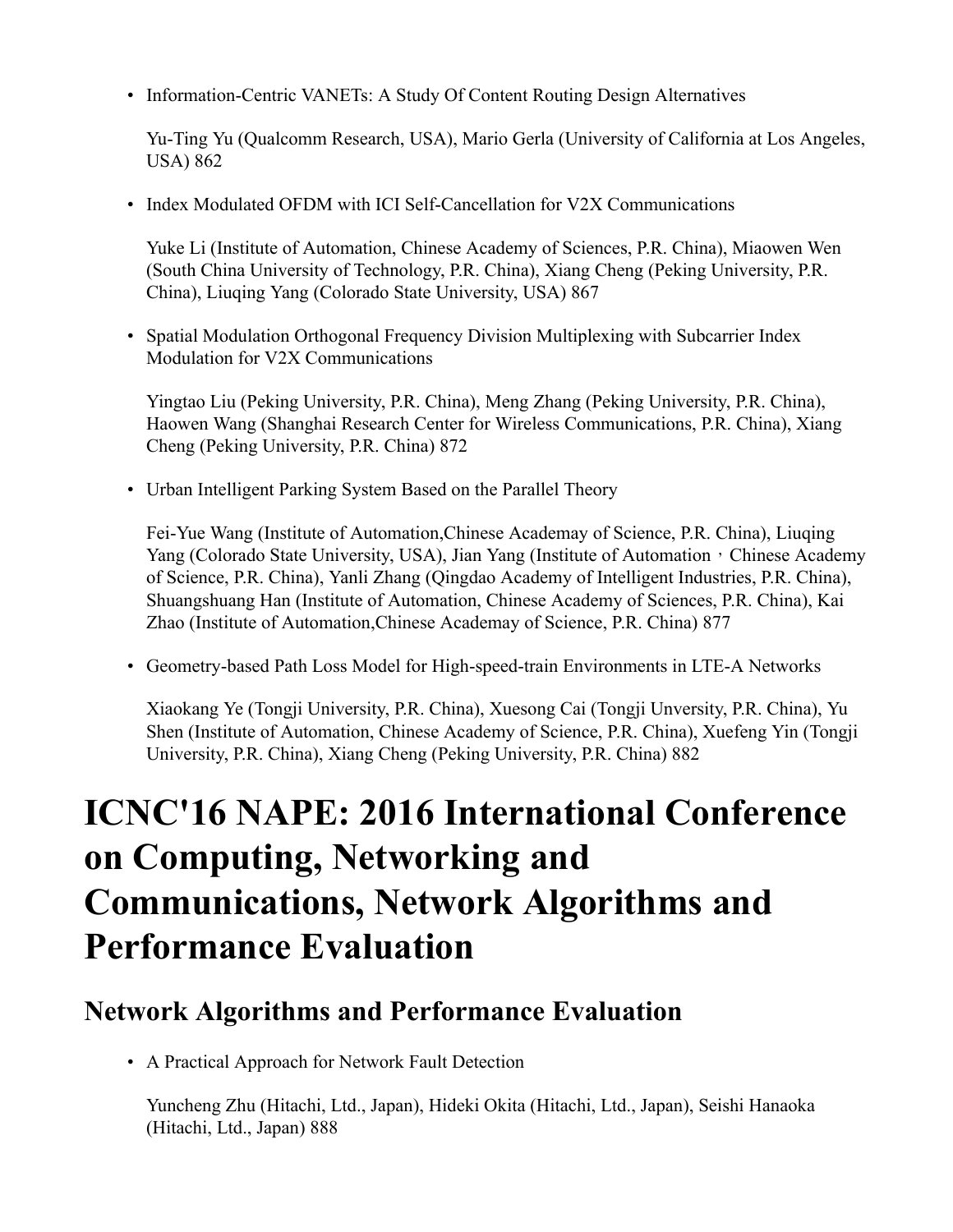- Information-Centric VANETs: A Study Of Content Routing Design Alternatives

  Yu-Ting Yu (Qualcomm Research, USA), Mario Gerla (University of California at Los Angeles, USA) 862

- Index Modulated OFDM with ICI Self-Cancellation for V2X Communications

  Yuke Li (Institute of Automation, Chinese Academy of Sciences, P.R. China), Miaowen Wen (South China University of Technology, P.R. China), Xiang Cheng (Peking University, P.R. China), Liuqing Yang (Colorado State University, USA) 867

- Spatial Modulation Orthogonal Frequency Division Multiplexing with Subcarrier Index Modulation for V2X Communications

  Yingtao Liu (Peking University, P.R. China), Meng Zhang (Peking University, P.R. China), Haowen Wang (Shanghai Research Center for Wireless Communications, P.R. China), Xiang Cheng (Peking University, P.R. China) 872

- Urban Intelligent Parking System Based on the Parallel Theory

  Fei-Yue Wang (Institute of Automation,Chinese Academay of Science, P.R. China), Liuqing Yang (Colorado State University, USA), Jian Yang (Institute of Automation，Chinese Academy of Science, P.R. China), Yanli Zhang (Qingdao Academy of Intelligent Industries, P.R. China), Shuangshuang Han (Institute of Automation, Chinese Academy of Sciences, P.R. China), Kai Zhao (Institute of Automation,Chinese Academay of Science, P.R. China) 877

- Geometry-based Path Loss Model for High-speed-train Environments in LTE-A Networks

  Xiaokang Ye (Tongji University, P.R. China), Xuesong Cai (Tongji Unversity, P.R. China), Yu Shen (Institute of Automation, Chinese Academy of Science, P.R. China), Xuefeng Yin (Tongji University, P.R. China), Xiang Cheng (Peking University, P.R. China) 882

# ICNC'16 NAPE: 2016 International Conference on Computing, Networking and Communications, Network Algorithms and Performance Evaluation

## Network Algorithms and Performance Evaluation

- A Practical Approach for Network Fault Detection

  Yuncheng Zhu (Hitachi, Ltd., Japan), Hideki Okita (Hitachi, Ltd., Japan), Seishi Hanaoka (Hitachi, Ltd., Japan) 888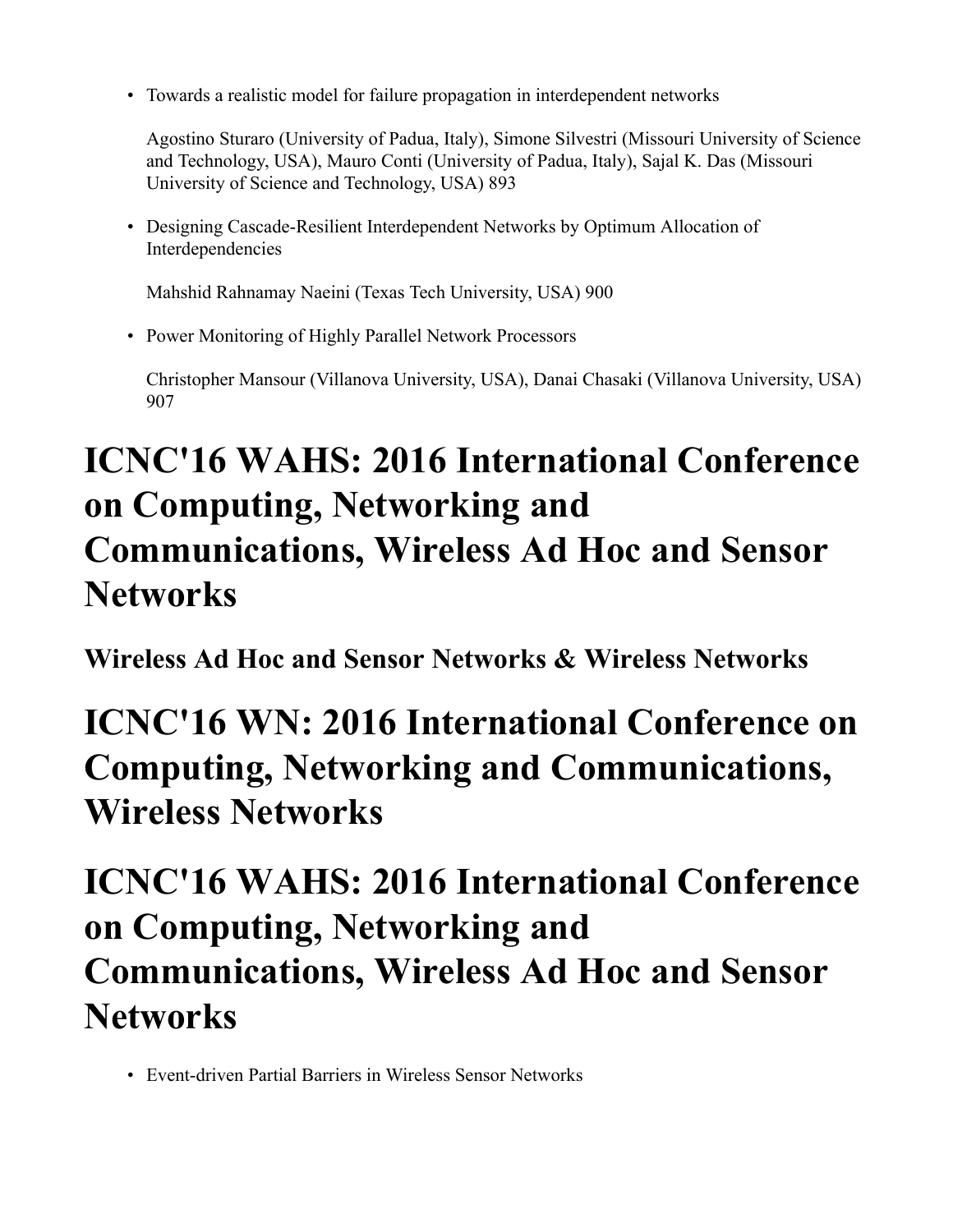- Towards a realistic model for failure propagation in interdependent networks

  Agostino Sturaro (University of Padua, Italy), Simone Silvestri (Missouri University of Science and Technology, USA), Mauro Conti (University of Padua, Italy), Sajal K. Das (Missouri University of Science and Technology, USA) 893

- Designing Cascade-Resilient Interdependent Networks by Optimum Allocation of Interdependencies

  Mahshid Rahnamay Naeini (Texas Tech University, USA) 900

- Power Monitoring of Highly Parallel Network Processors

  Christopher Mansour (Villanova University, USA), Danai Chasaki (Villanova University, USA) 907

# ICNC'16 WAHS: 2016 International Conference on Computing, Networking and Communications, Wireless Ad Hoc and Sensor Networks

## Wireless Ad Hoc and Sensor Networks & Wireless Networks

# ICNC'16 WN: 2016 International Conference on Computing, Networking and Communications, Wireless Networks

# ICNC'16 WAHS: 2016 International Conference on Computing, Networking and Communications, Wireless Ad Hoc and Sensor Networks

- Event-driven Partial Barriers in Wireless Sensor Networks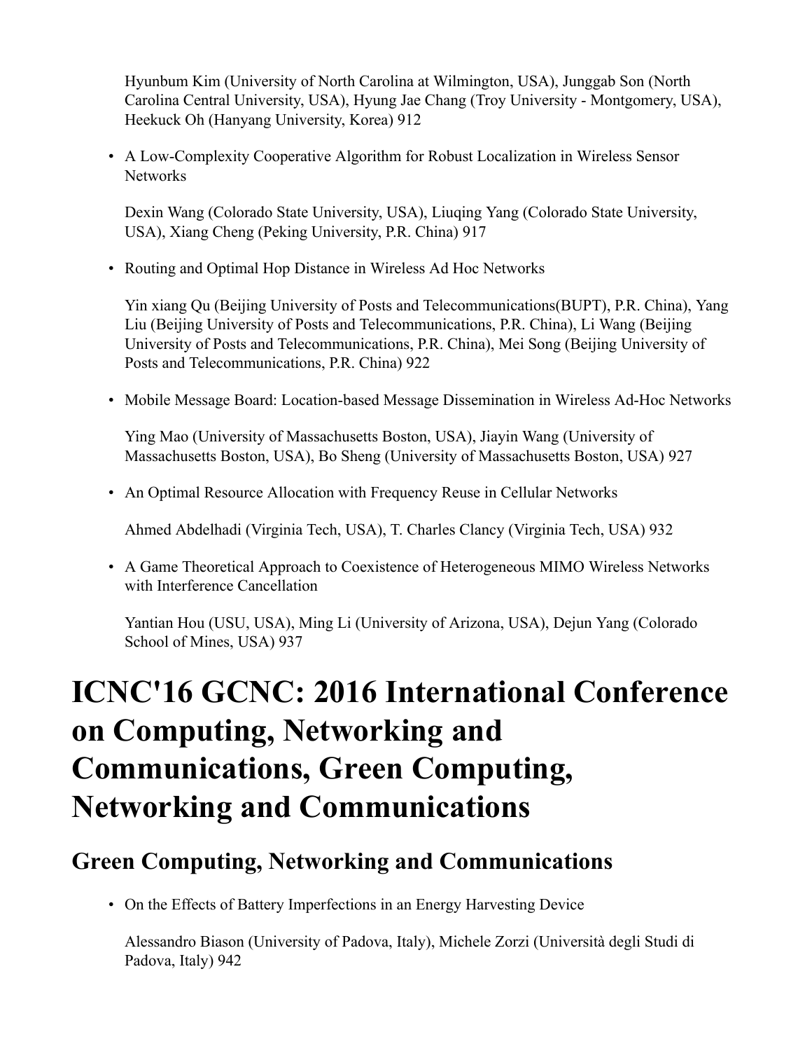Hyunbum Kim (University of North Carolina at Wilmington, USA), Junggab Son (North Carolina Central University, USA), Hyung Jae Chang (Troy University - Montgomery, USA), Heekuck Oh (Hanyang University, Korea) 912

- A Low-Complexity Cooperative Algorithm for Robust Localization in Wireless Sensor Networks

  Dexin Wang (Colorado State University, USA), Liuqing Yang (Colorado State University, USA), Xiang Cheng (Peking University, P.R. China) 917

- Routing and Optimal Hop Distance in Wireless Ad Hoc Networks

  Yin xiang Qu (Beijing University of Posts and Telecommunications(BUPT), P.R. China), Yang Liu (Beijing University of Posts and Telecommunications, P.R. China), Li Wang (Beijing University of Posts and Telecommunications, P.R. China), Mei Song (Beijing University of Posts and Telecommunications, P.R. China) 922

- Mobile Message Board: Location-based Message Dissemination in Wireless Ad-Hoc Networks

  Ying Mao (University of Massachusetts Boston, USA), Jiayin Wang (University of Massachusetts Boston, USA), Bo Sheng (University of Massachusetts Boston, USA) 927

- An Optimal Resource Allocation with Frequency Reuse in Cellular Networks

  Ahmed Abdelhadi (Virginia Tech, USA), T. Charles Clancy (Virginia Tech, USA) 932

- A Game Theoretical Approach to Coexistence of Heterogeneous MIMO Wireless Networks with Interference Cancellation

  Yantian Hou (USU, USA), Ming Li (University of Arizona, USA), Dejun Yang (Colorado School of Mines, USA) 937

# ICNC'16 GCNC: 2016 International Conference on Computing, Networking and Communications, Green Computing, Networking and Communications

## Green Computing, Networking and Communications

- On the Effects of Battery Imperfections in an Energy Harvesting Device

  Alessandro Biason (University of Padova, Italy), Michele Zorzi (Università degli Studi di Padova, Italy) 942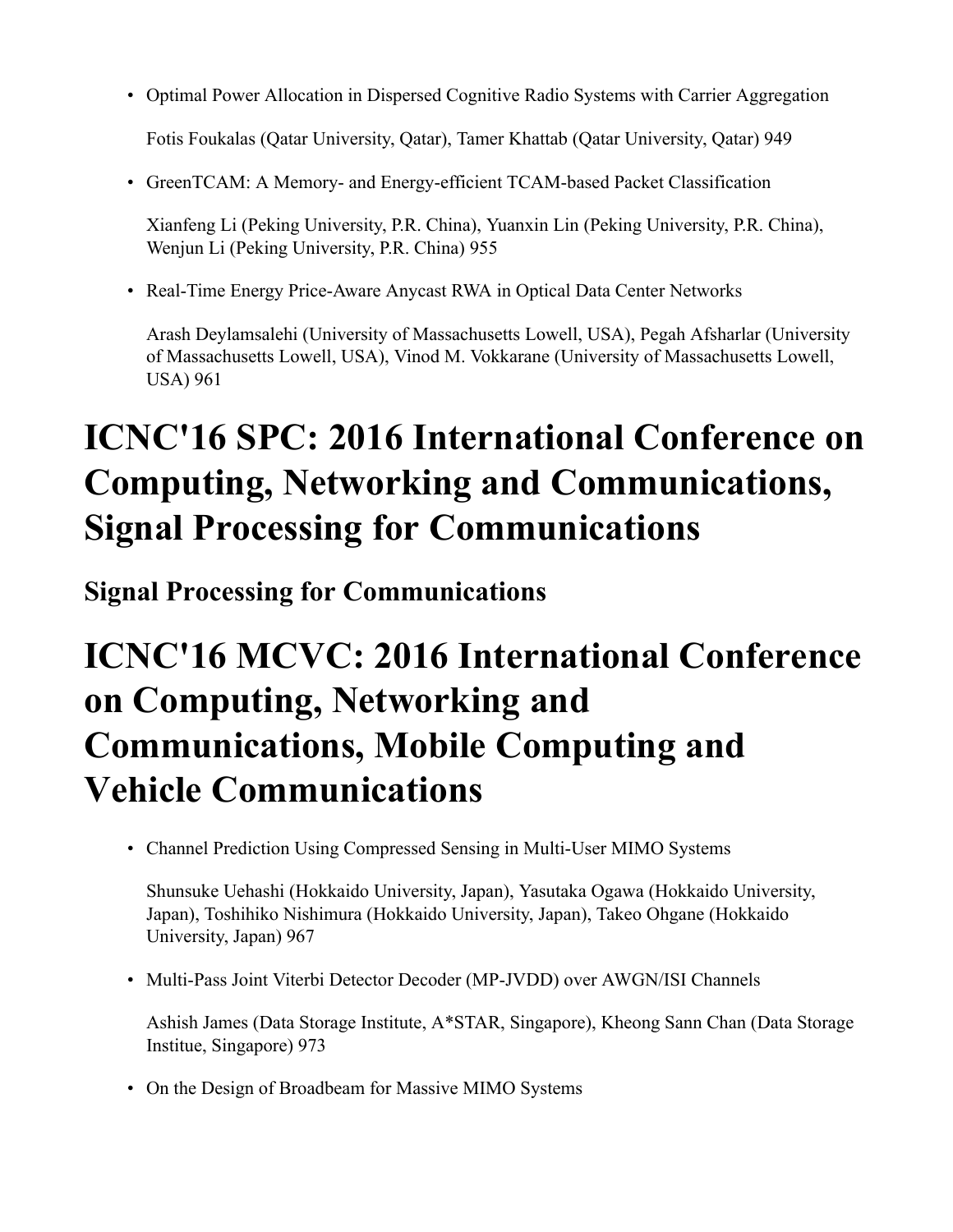- Optimal Power Allocation in Dispersed Cognitive Radio Systems with Carrier Aggregation

  Fotis Foukalas (Qatar University, Qatar), Tamer Khattab (Qatar University, Qatar) 949

- GreenTCAM: A Memory- and Energy-efficient TCAM-based Packet Classification

  Xianfeng Li (Peking University, P.R. China), Yuanxin Lin (Peking University, P.R. China), Wenjun Li (Peking University, P.R. China) 955

- Real-Time Energy Price-Aware Anycast RWA in Optical Data Center Networks

  Arash Deylamsalehi (University of Massachusetts Lowell, USA), Pegah Afsharlar (University of Massachusetts Lowell, USA), Vinod M. Vokkarane (University of Massachusetts Lowell, USA) 961

# ICNC'16 SPC: 2016 International Conference on Computing, Networking and Communications, Signal Processing for Communications

## Signal Processing for Communications

# ICNC'16 MCVC: 2016 International Conference on Computing, Networking and Communications, Mobile Computing and Vehicle Communications

- Channel Prediction Using Compressed Sensing in Multi-User MIMO Systems

  Shunsuke Uehashi (Hokkaido University, Japan), Yasutaka Ogawa (Hokkaido University, Japan), Toshihiko Nishimura (Hokkaido University, Japan), Takeo Ohgane (Hokkaido University, Japan) 967

- Multi-Pass Joint Viterbi Detector Decoder (MP-JVDD) over AWGN/ISI Channels

  Ashish James (Data Storage Institute, A*STAR, Singapore), Kheong Sann Chan (Data Storage Institue, Singapore) 973

- On the Design of Broadbeam for Massive MIMO Systems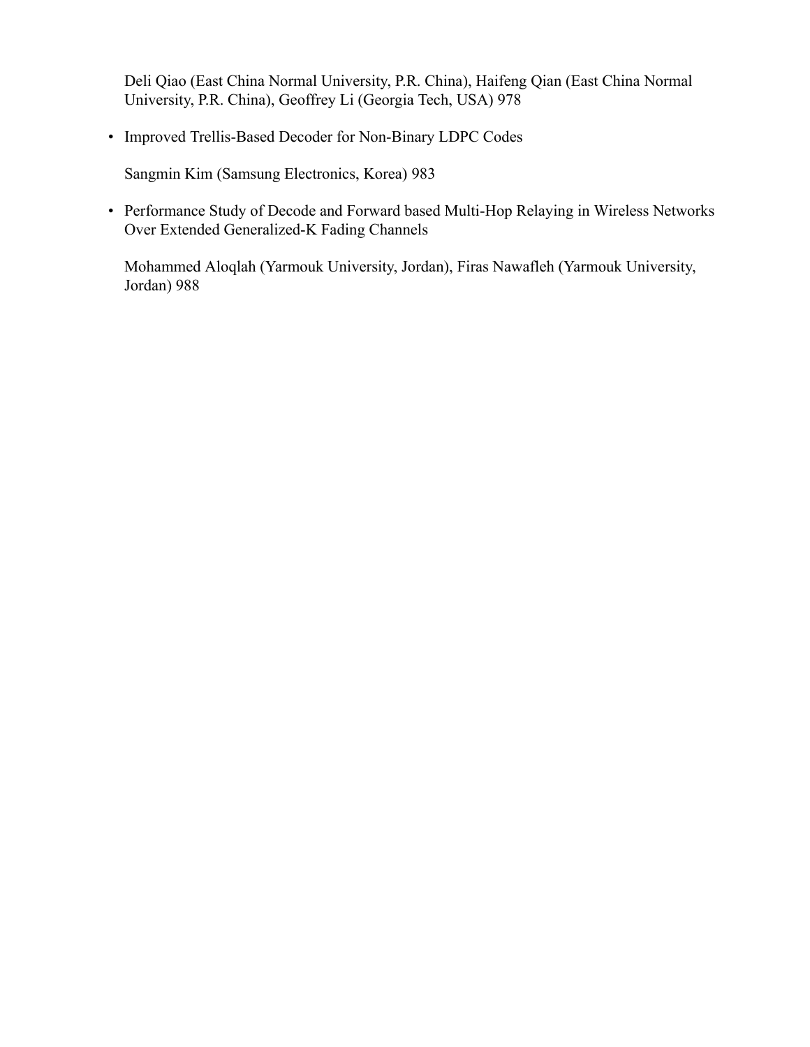Deli Qiao (East China Normal University, P.R. China), Haifeng Qian (East China Normal University, P.R. China), Geoffrey Li (Georgia Tech, USA) 978

- Improved Trellis-Based Decoder for Non-Binary LDPC Codes

  Sangmin Kim (Samsung Electronics, Korea) 983

- Performance Study of Decode and Forward based Multi-Hop Relaying in Wireless Networks Over Extended Generalized-K Fading Channels

  Mohammed Aloqlah (Yarmouk University, Jordan), Firas Nawafleh (Yarmouk University, Jordan) 988